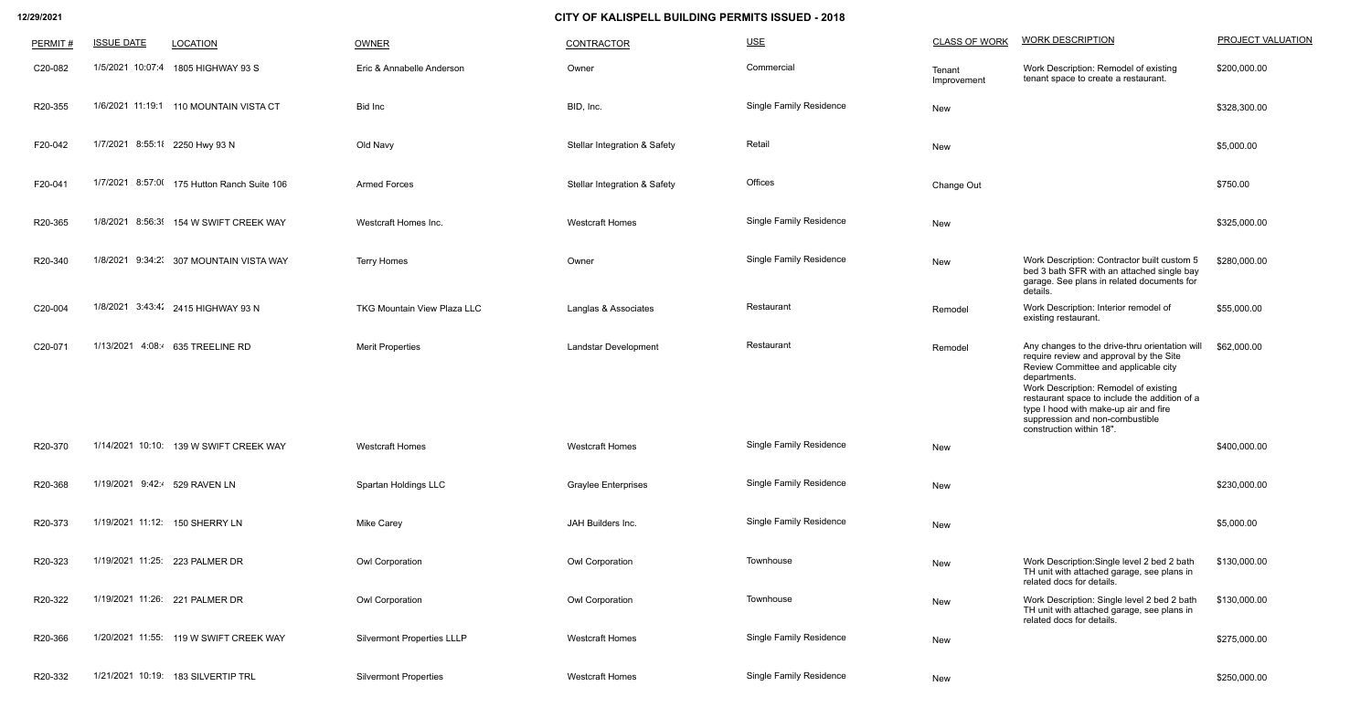**12/29/2021**

# CITY OF KALISPELL BUILDING PERMITS ISSUED - 2018

| PERMIT # | ISSUE DATE | LOCATION | OWNER | CONTRACTOR | USE | CLASS OF WORK | WORK DESCRIPTION | PROJECT VALUATION |
|---|---|---|---|---|---|---|---|---|
| C20-082 | 1/5/2021 10:07:4 | 1805 HIGHWAY 93 S | Eric & Annabelle Anderson | Owner | Commercial | Tenant Improvement | Work Description: Remodel of existing tenant space to create a restaurant. | $200,000.00 |
| R20-355 | 1/6/2021 11:19:1 | 110 MOUNTAIN VISTA CT | Bid Inc | BID, Inc. | Single Family Residence | New | | $328,300.00 |
| F20-042 | 1/7/2021 8:55:1 | 2250 Hwy 93 N | Old Navy | Stellar Integration & Safety | Retail | New | | $5,000.00 |
| F20-041 | 1/7/2021 8:57:0 | 175 Hutton Ranch Suite 106 | Armed Forces | Stellar Integration & Safety | Offices | Change Out | | $750.00 |
| R20-365 | 1/8/2021 8:56:3 | 154 W SWIFT CREEK WAY | Westcraft Homes Inc. | Westcraft Homes | Single Family Residence | New | | $325,000.00 |
| R20-340 | 1/8/2021 9:34:2 | 307 MOUNTAIN VISTA WAY | Terry Homes | Owner | Single Family Residence | New | Work Description: Contractor built custom 5 bed 3 bath SFR with an attached single bay garage. See plans in related documents for details. | $280,000.00 |
| C20-004 | 1/8/2021 3:43:4 | 2415 HIGHWAY 93 N | TKG Mountain View Plaza LLC | Langlas & Associates | Restaurant | Remodel | Work Description: Interior remodel of existing restaurant. | $55,000.00 |
| C20-071 | 1/13/2021 4:08: | 635 TREELINE RD | Merit Properties | Landstar Development | Restaurant | Remodel | Any changes to the drive-thru orientation will require review and approval by the Site Review Committee and applicable city departments. Work Description: Remodel of existing restaurant space to include the addition of a type I hood with make-up air and fire suppression and non-combustible construction within 18". | $62,000.00 |
| R20-370 | 1/14/2021 10:10: | 139 W SWIFT CREEK WAY | Westcraft Homes | Westcraft Homes | Single Family Residence | New | | $400,000.00 |
| R20-368 | 1/19/2021 9:42: | 529 RAVEN LN | Spartan Holdings LLC | Graylee Enterprises | Single Family Residence | New | | $230,000.00 |
| R20-373 | 1/19/2021 11:12: | 150 SHERRY LN | Mike Carey | JAH Builders Inc. | Single Family Residence | New | | $5,000.00 |
| R20-323 | 1/19/2021 11:25: | 223 PALMER DR | Owl Corporation | Owl Corporation | Townhouse | New | Work Description:Single level 2 bed 2 bath TH unit with attached garage, see plans in related docs for details. | $130,000.00 |
| R20-322 | 1/19/2021 11:26: | 221 PALMER DR | Owl Corporation | Owl Corporation | Townhouse | New | Work Description: Single level 2 bed 2 bath TH unit with attached garage, see plans in related docs for details. | $130,000.00 |
| R20-366 | 1/20/2021 11:55: | 119 W SWIFT CREEK WAY | Silvermont Properties LLLP | Westcraft Homes | Single Family Residence | New | | $275,000.00 |
| R20-332 | 1/21/2021 10:19: | 183 SILVERTIP TRL | Silvermont Properties | Westcraft Homes | Single Family Residence | New | | $250,000.00 |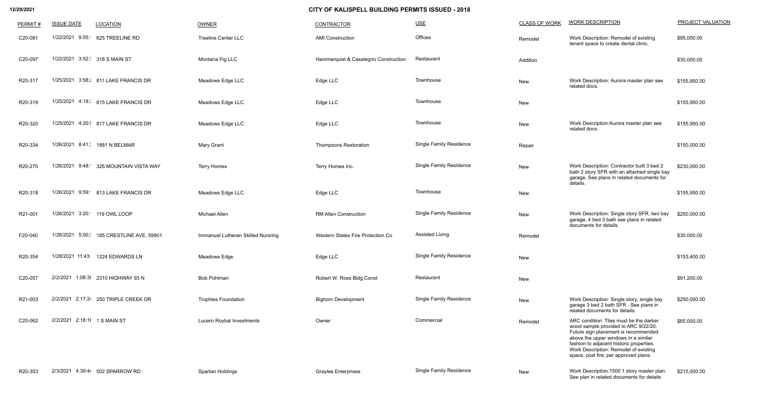# CITY OF KALISPELL BUILDING PERMITS ISSUED - 2018

| PERMIT # | ISSUE DATE | LOCATION | OWNER | CONTRACTOR | USE | CLASS OF WORK | WORK DESCRIPTION | PROJECT VALUATION |
|---|---|---|---|---|---|---|---|---|
| C20-081 | 1/22/2021 9:55: | 625 TREELINE RD | Treeline Center LLC | AMI Construction | Offices | Remodel | Work Description: Remodel of existing tenant space to create dental clinic. | $95,000.00 |
| C20-097 | 1/22/2021 3:52: | 318 S MAIN ST | Montana Fig LLC | Hammerquist & Casalegno Construction | Restaurant | Addition | | $30,000.00 |
| R20-317 | 1/25/2021 3:58: | 811 LAKE FRANCIS DR | Meadows Edge LLC | Edge LLC | Townhouse | New | Work Description: Aurora master plan see related docs. | $155,950.00 |
| R20-319 | 1/25/2021 4:18: | 815 LAKE FRANCIS DR | Meadows Edge LLC | Edge LLC | Townhouse | New | | $155,950.00 |
| R20-320 | 1/25/2021 4:20: | 817 LAKE FRANCIS DR | Meadows Edge LLC | Edge LLC | Townhouse | New | Work Description:Aurora master plan see related docs. | $155,950.00 |
| R20-334 | 1/26/2021 8:41: | 1881 N BELMAR | Mary Grant | Thompsons Restoration | Single Family Residence | Repair | | $150,000.00 |
| R20-270 | 1/26/2021 9:48: | 326 MOUNTAIN VISTA WAY | Terry Homes | Terry Homes Inc. | Single Family Residence | New | Work Description: Contractor built 3 bed 2 bath 2 story SFR with an attached single bay garage. See plans in related documents for details. | $230,000.00 |
| R20-318 | 1/26/2021 9:59: | 813 LAKE FRANCIS DR | Meadows Edge LLC | Edge LLC | Townhouse | New | | $155,950.00 |
| R21-001 | 1/26/2021 3:20: | 119 OWL LOOP | Michael Allen | RM Allen Construction | Single Family Residence | New | Work Description: Single story SFR, two bay garage, 4 bed 3 bath see plans in related documents for details. | $250,000.00 |
| F20-040 | 1/26/2021 5:00: | 185 CRESTLINE AVE, 59901 | Immanuel Lutheran Skilled Nursring | Western States Fire Protection Co | Assisted Living | Remodel | | $30,000.00 |
| R20-354 | 1/28/2021 11:43: | 1224 EDWARDS LN | Meadows Edge | Edge LLC | Single Family Residence | New | | $153,400.00 |
| C20-057 | 2/2/2021 1:08:3 | 2310 HIGHWAY 93 N | Bob Pohlman | Robert W. Ross Bldg Const | Restaurant | New | | $91,200.00 |
| R21-003 | 2/2/2021 2:17:2 | 250 TRIPLE CREEK DR | Trophies Foundation | Bighorn Development | Single Family Residence | New | Work Description: Single story, single bay garage 3 bed 2 bath SFR . See plans in related documents for details. | $250,000.00 |
| C20-062 | 2/2/2021 2:18:1 | 1 S MAIN ST | Lucero Roybal Investments | Owner | Commercial | Remodel | ARC condition: Tiles must be the darker wood sample provided to ARC 9/22/20. Future sign placement is recommended above the upper windows in a similar fashion to adjacent historic properties. Work Description: Remodel of existing space, post fire, per approved plans. | $65,000.00 |
| R20-353 | 2/3/2021 4:39:4 | 502 SPARROW RD | Spartan Holdings | Graylee Enterprises | Single Family Residence | New | Work Description:1500 1 story master plan. See plan in related documents for details | $215,000.00 |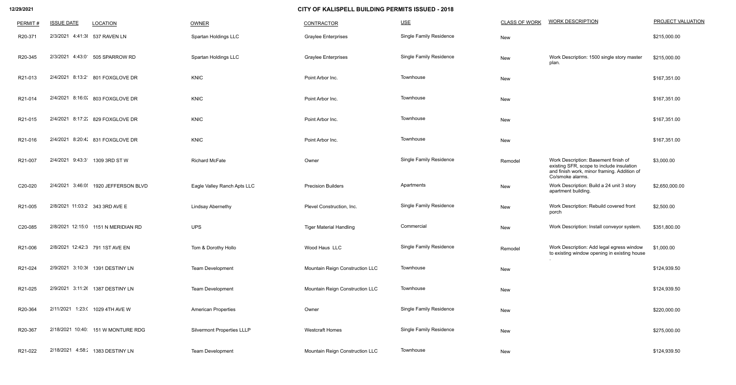# CITY OF KALISPELL BUILDING PERMITS ISSUED - 2018

| PERMIT # | ISSUE DATE | LOCATION | OWNER | CONTRACTOR | USE | CLASS OF WORK | WORK DESCRIPTION | PROJECT VALUATION |
|---|---|---|---|---|---|---|---|---|
| R20-371 | 2/3/2021 4:41:3( | 537 RAVEN LN | Spartan Holdings LLC | Graylee Enterprises | Single Family Residence | New | | $215,000.00 |
| R20-345 | 2/3/2021 4:43:0 | 505 SPARROW RD | Spartan Holdings LLC | Graylee Enterprises | Single Family Residence | New | Work Description: 1500 single story master plan. | $215,000.00 |
| R21-013 | 2/4/2021 8:13:2 | 801 FOXGLOVE DR | KNIC | Point Arbor Inc. | Townhouse | New | | $167,351.00 |
| R21-014 | 2/4/2021 8:16:0 | 803 FOXGLOVE DR | KNIC | Point Arbor Inc. | Townhouse | New | | $167,351.00 |
| R21-015 | 2/4/2021 8:17:2 | 829 FOXGLOVE DR | KNIC | Point Arbor Inc. | Townhouse | New | | $167,351.00 |
| R21-016 | 2/4/2021 8:20:4 | 831 FOXGLOVE DR | KNIC | Point Arbor Inc. | Townhouse | New | | $167,351.00 |
| R21-007 | 2/4/2021 9:43:3 | 1309 3RD ST W | Richard McFate | Owner | Single Family Residence | Remodel | Work Description: Basement finish of existing SFR, scope to include insulation and finish work, minor framing. Addition of Co/smoke alarms. | $3,000.00 |
| C20-020 | 2/4/2021 3:46:0 | 1920 JEFFERSON BLVD | Eagle Valley Ranch Apts LLC | Precision Builders | Apartments | New | Work Description: Build a 24 unit 3 story apartment building. | $2,650,000.00 |
| R21-005 | 2/8/2021 11:03:2 | 343 3RD AVE E | Lindsay Abernethy | Plevel Construction, Inc. | Single Family Residence | New | Work Description: Rebuild covered front porch | $2,500.00 |
| C20-085 | 2/8/2021 12:15:0 | 1151 N MERIDIAN RD | UPS | Tiger Material Handling | Commercial | New | Work Description: Install conveyor system. | $351,800.00 |
| R21-006 | 2/8/2021 12:42:3 | 791 1ST AVE EN | Tom & Dorothy Hollo | Wood Haus LLC | Single Family Residence | Remodel | Work Description: Add legal egress window to existing window opening in existing house . | $1,000.00 |
| R21-024 | 2/9/2021 3:10:3 | 1391 DESTINY LN | Team Development | Mountain Reign Construction LLC | Townhouse | New | | $124,939.50 |
| R21-025 | 2/9/2021 3:11:2 | 1387 DESTINY LN | Team Development | Mountain Reign Construction LLC | Townhouse | New | | $124,939.50 |
| R20-364 | 2/11/2021 1:23:( | 1029 4TH AVE W | American Properties | Owner | Single Family Residence | New | | $220,000.00 |
| R20-367 | 2/18/2021 10:40: | 151 W MONTURE RDG | Silvermont Properties LLLP | Westcraft Homes | Single Family Residence | New | | $275,000.00 |
| R21-022 | 2/18/2021 4:58: | 1383 DESTINY LN | Team Development | Mountain Reign Construction LLC | Townhouse | New | | $124,939.50 |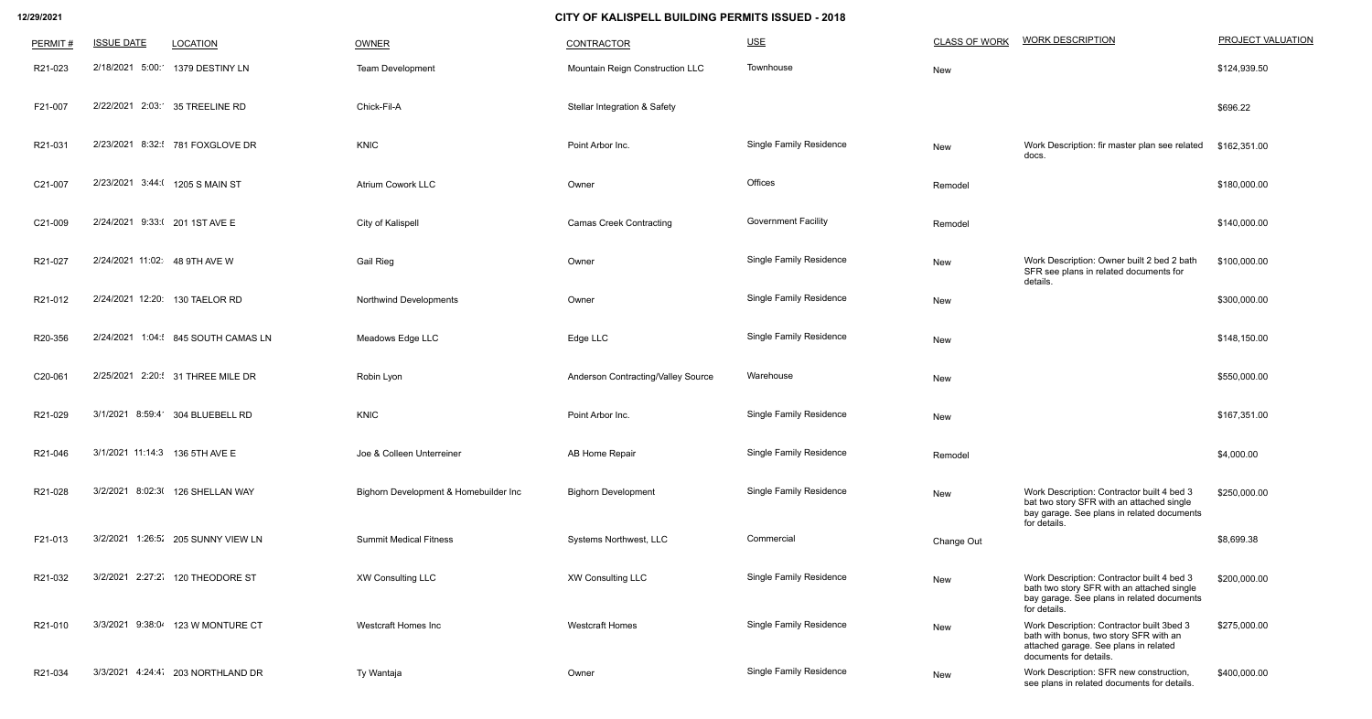# CITY OF KALISPELL BUILDING PERMITS ISSUED - 2018

| PERMIT # | ISSUE DATE | LOCATION | OWNER | CONTRACTOR | USE | CLASS OF WORK | WORK DESCRIPTION | PROJECT VALUATION |
|---|---|---|---|---|---|---|---|---|
| R21-023 | 2/18/2021 5:00: | 1379 DESTINY LN | Team Development | Mountain Reign Construction LLC | Townhouse | New | | $124,939.50 |
| F21-007 | 2/22/2021 2:03: | 35 TREELINE RD | Chick-Fil-A | Stellar Integration & Safety | | | | $696.22 |
| R21-031 | 2/23/2021 8:32: | 781 FOXGLOVE DR | KNIC | Point Arbor Inc. | Single Family Residence | New | Work Description: fir master plan see related docs. | $162,351.00 |
| C21-007 | 2/23/2021 3:44:( | 1205 S MAIN ST | Atrium Cowork LLC | Owner | Offices | Remodel | | $180,000.00 |
| C21-009 | 2/24/2021 9:33:( | 201 1ST AVE E | City of Kalispell | Camas Creek Contracting | Government Facility | Remodel | | $140,000.00 |
| R21-027 | 2/24/2021 11:02: | 48 9TH AVE W | Gail Rieg | Owner | Single Family Residence | New | Work Description: Owner built 2 bed 2 bath SFR see plans in related documents for details. | $100,000.00 |
| R21-012 | 2/24/2021 12:20: | 130 TAELOR RD | Northwind Developments | Owner | Single Family Residence | New | | $300,000.00 |
| R20-356 | 2/24/2021 1:04: | 845 SOUTH CAMAS LN | Meadows Edge LLC | Edge LLC | Single Family Residence | New | | $148,150.00 |
| C20-061 | 2/25/2021 2:20: | 31 THREE MILE DR | Robin Lyon | Anderson Contracting/Valley Source | Warehouse | New | | $550,000.00 |
| R21-029 | 3/1/2021 8:59:4 | 304 BLUEBELL RD | KNIC | Point Arbor Inc. | Single Family Residence | New | | $167,351.00 |
| R21-046 | 3/1/2021 11:14:3 | 136 5TH AVE E | Joe & Colleen Unterreiner | AB Home Repair | Single Family Residence | Remodel | | $4,000.00 |
| R21-028 | 3/2/2021 8:02:3( | 126 SHELLAN WAY | Bighorn Development & Homebuilder Inc | Bighorn Development | Single Family Residence | New | Work Description: Contractor built 4 bed 3 bat two story SFR with an attached single bay garage. See plans in related documents for details. | $250,000.00 |
| F21-013 | 3/2/2021 1:26:5 | 205 SUNNY VIEW LN | Summit Medical Fitness | Systems Northwest, LLC | Commercial | Change Out | | $8,699.38 |
| R21-032 | 3/2/2021 2:27:2 | 120 THEODORE ST | XW Consulting LLC | XW Consulting LLC | Single Family Residence | New | Work Description: Contractor built 4 bed 3 bath two story SFR with an attached single bay garage. See plans in related documents for details. | $200,000.00 |
| R21-010 | 3/3/2021 9:38:0 | 123 W MONTURE CT | Westcraft Homes Inc | Westcraft Homes | Single Family Residence | New | Work Description: Contractor built 3bed 3 bath with bonus, two story SFR with an attached garage. See plans in related documents for details. | $275,000.00 |
| R21-034 | 3/3/2021 4:24:4 | 203 NORTHLAND DR | Ty Wantaja | Owner | Single Family Residence | New | Work Description: SFR new construction, see plans in related documents for details. | $400,000.00 |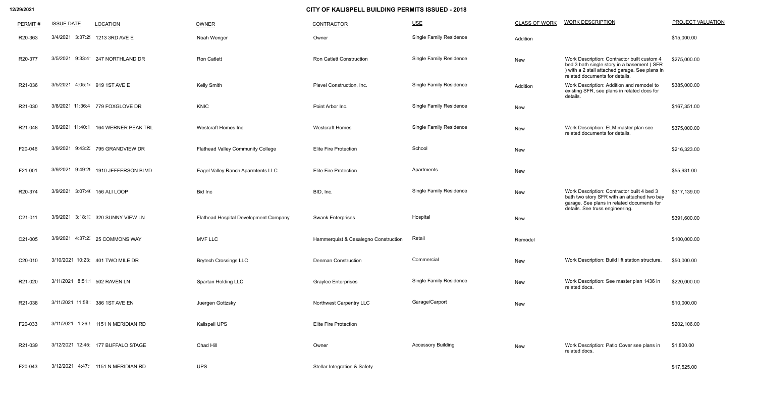# CITY OF KALISPELL BUILDING PERMITS ISSUED - 2018

| PERMIT # | ISSUE DATE | LOCATION | OWNER | CONTRACTOR | USE | CLASS OF WORK | WORK DESCRIPTION | PROJECT VALUATION |
|---|---|---|---|---|---|---|---|---|
| R20-363 | 3/4/2021 3:37:2 | 1213 3RD AVE E | Noah Wenger | Owner | Single Family Residence | Addition | | $15,000.00 |
| R20-377 | 3/5/2021 9:33:4 | 247 NORTHLAND DR | Ron Catlett | Ron Catlett Construction | Single Family Residence | New | Work Description: Contractor built custom 4 bed 3 bath single story in a basement ( SFR ) with a 2 stall attached garage. See plans in related documents for details. | $275,000.00 |
| R21-036 | 3/5/2021 4:05:1 | 919 1ST AVE E | Kelly Smith | Plevel Construction, Inc. | Single Family Residence | Addition | Work Description: Addition and remodel to existing SFR, see plans in related docs for details. | $385,000.00 |
| R21-030 | 3/8/2021 11:36:4 | 779 FOXGLOVE DR | KNIC | Point Arbor Inc. | Single Family Residence | New | | $167,351.00 |
| R21-048 | 3/8/2021 11:40:1 | 164 WERNER PEAK TRL | Westcraft Homes Inc | Westcraft Homes | Single Family Residence | New | Work Description: ELM master plan see related documents for details. | $375,000.00 |
| F20-046 | 3/9/2021 9:43:2 | 795 GRANDVIEW DR | Flathead Valley Community College | Elite Fire Protection | School | New | | $216,323.00 |
| F21-001 | 3/9/2021 9:49:2 | 1910 JEFFERSON BLVD | Eagel Valley Ranch Aparmtents LLC | Elite Fire Protection | Apartments | New | | $55,931.00 |
| R20-374 | 3/9/2021 3:07:4 | 156 ALI LOOP | Bid Inc | BID, Inc. | Single Family Residence | New | Work Description: Contractor built 4 bed 3 bath two story SFR with an attached two bay garage. See plans in related documents for details. See truss engineering. | $317,139.00 |
| C21-011 | 3/9/2021 3:18:1 | 320 SUNNY VIEW LN | Flathead Hospital Development Company | Swank Enterprises | Hospital | New | | $391,600.00 |
| C21-005 | 3/9/2021 4:37:2 | 25 COMMONS WAY | MVF LLC | Hammerquist & Casalegno Construction | Retail | Remodel | | $100,000.00 |
| C20-010 | 3/10/2021 10:23: | 401 TWO MILE DR | Brytech Crossings LLC | Denman Construction | Commercial | New | Work Description: Build lift station structure. | $50,000.00 |
| R21-020 | 3/11/2021 8:51:1 | 502 RAVEN LN | Spartan Holding LLC | Graylee Enterprises | Single Family Residence | New | Work Description: See master plan 1436 in related docs. | $220,000.00 |
| R21-038 | 3/11/2021 11:58: | 386 1ST AVE EN | Juergen Gottzsky | Northwest Carpentry LLC | Garage/Carport | New | | $10,000.00 |
| F20-033 | 3/11/2021 1:26:5 | 1151 N MERIDIAN RD | Kalispell UPS | Elite Fire Protection | | | | $202,106.00 |
| R21-039 | 3/12/2021 12:45: | 177 BUFFALO STAGE | Chad Hill | Owner | Accessory Building | New | Work Description: Patio Cover see plans in related docs. | $1,800.00 |
| F20-043 | 3/12/2021 4:47: | 1151 N MERIDIAN RD | UPS | Stellar Integration & Safety | | | | $17,525.00 |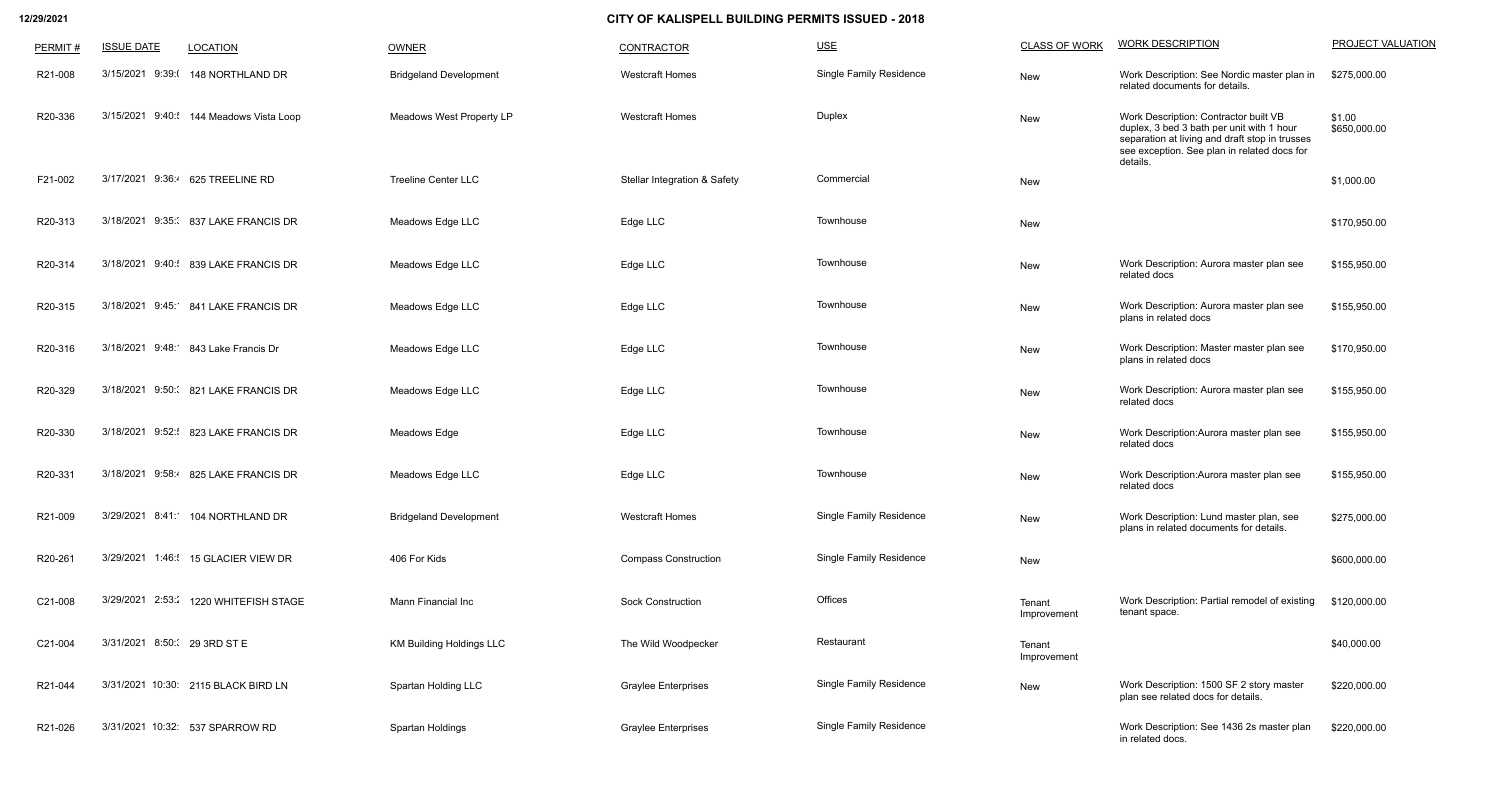12/29/2021

# CITY OF KALISPELL BUILDING PERMITS ISSUED - 2018

| PERMIT # | ISSUE DATE | LOCATION | OWNER | CONTRACTOR | USE | CLASS OF WORK | WORK DESCRIPTION | PROJECT VALUATION |
|---|---|---|---|---|---|---|---|---|
| R21-008 | 3/15/2021 9:39:( | 148 NORTHLAND DR | Bridgeland Development | Westcraft Homes | Single Family Residence | New | Work Description: See Nordic master plan in related documents for details. | $275,000.00 |
| R20-336 | 3/15/2021 9:40:! | 144 Meadows Vista Loop | Meadows West Property LP | Westcraft Homes | Duplex | New | Work Description: Contractor built VB duplex, 3 bed 3 bath per unit with 1 hour separation at living and draft stop in trusses see exception. See plan in related docs for details. | $1.00 $650,000.00 |
| F21-002 | 3/17/2021 9:36:4 | 625 TREELINE RD | Treeline Center LLC | Stellar Integration & Safety | Commercial | New | | $1,000.00 |
| R20-313 | 3/18/2021 9:35:3 | 837 LAKE FRANCIS DR | Meadows Edge LLC | Edge LLC | Townhouse | New | | $170,950.00 |
| R20-314 | 3/18/2021 9:40:! | 839 LAKE FRANCIS DR | Meadows Edge LLC | Edge LLC | Townhouse | New | Work Description: Aurora master plan see related docs | $155,950.00 |
| R20-315 | 3/18/2021 9:45:' | 841 LAKE FRANCIS DR | Meadows Edge LLC | Edge LLC | Townhouse | New | Work Description: Aurora master plan see plans in related docs | $155,950.00 |
| R20-316 | 3/18/2021 9:48:' | 843 Lake Francis Dr | Meadows Edge LLC | Edge LLC | Townhouse | New | Work Description: Master master plan see plans in related docs | $170,950.00 |
| R20-329 | 3/18/2021 9:50:3 | 821 LAKE FRANCIS DR | Meadows Edge LLC | Edge LLC | Townhouse | New | Work Description: Aurora master plan see related docs | $155,950.00 |
| R20-330 | 3/18/2021 9:52:! | 823 LAKE FRANCIS DR | Meadows Edge | Edge LLC | Townhouse | New | Work Description:Aurora master plan see related docs | $155,950.00 |
| R20-331 | 3/18/2021 9:58:4 | 825 LAKE FRANCIS DR | Meadows Edge LLC | Edge LLC | Townhouse | New | Work Description:Aurora master plan see related docs | $155,950.00 |
| R21-009 | 3/29/2021 8:41:' | 104 NORTHLAND DR | Bridgeland Development | Westcraft Homes | Single Family Residence | New | Work Description: Lund master plan, see plans in related documents for details. | $275,000.00 |
| R20-261 | 3/29/2021 1:46:! | 15 GLACIER VIEW DR | 406 For Kids | Compass Construction | Single Family Residence | New | | $600,000.00 |
| C21-008 | 3/29/2021 2:53:2 | 1220 WHITEFISH STAGE | Mann Financial Inc | Sock Construction | Offices | Tenant Improvement | Work Description: Partial remodel of existing tenant space. | $120,000.00 |
| C21-004 | 3/31/2021 8:50:3 | 29 3RD ST E | KM Building Holdings LLC | The Wild Woodpecker | Restaurant | Tenant Improvement | | $40,000.00 |
| R21-044 | 3/31/2021 10:30: | 2115 BLACK BIRD LN | Spartan Holding LLC | Graylee Enterprises | Single Family Residence | New | Work Description: 1500 SF 2 story master plan see related docs for details. | $220,000.00 |
| R21-026 | 3/31/2021 10:32: | 537 SPARROW RD | Spartan Holdings | Graylee Enterprises | Single Family Residence | | Work Description: See 1436 2s master plan in related docs. | $220,000.00 |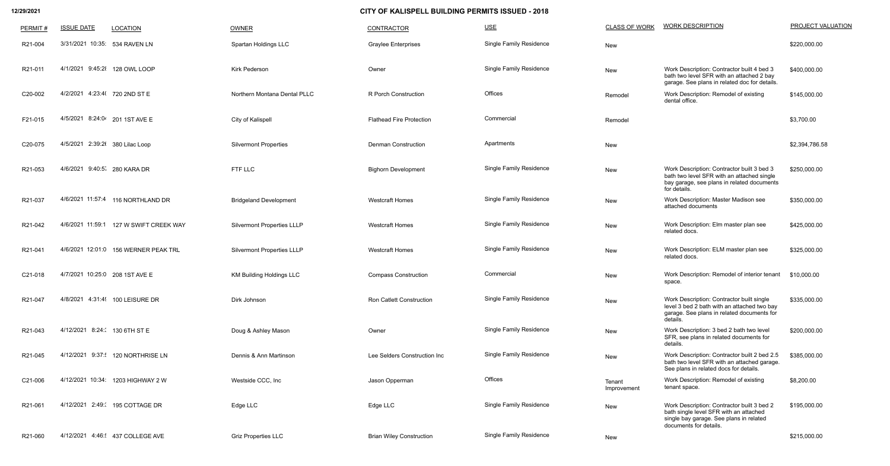# CITY OF KALISPELL BUILDING PERMITS ISSUED - 2018

| PERMIT # | ISSUE DATE | LOCATION | OWNER | CONTRACTOR | USE | CLASS OF WORK | WORK DESCRIPTION | PROJECT VALUATION |
|---|---|---|---|---|---|---|---|---|
| R21-004 | 3/31/2021 10:35: | 534 RAVEN LN | Spartan Holdings LLC | Graylee Enterprises | Single Family Residence | New | | $220,000.00 |
| R21-011 | 4/1/2021 9:45:2( | 128 OWL LOOP | Kirk Pederson | Owner | Single Family Residence | New | Work Description: Contractor built 4 bed 3 bath two level SFR with an attached 2 bay garage. See plans in related doc for details. | $400,000.00 |
| C20-002 | 4/2/2021 4:23:4( | 720 2ND ST E | Northern Montana Dental PLLC | R Porch Construction | Offices | Remodel | Work Description: Remodel of existing dental office. | $145,000.00 |
| F21-015 | 4/5/2021 8:24:0 | 201 1ST AVE E | City of Kalispell | Flathead Fire Protection | Commercial | Remodel | | $3,700.00 |
| C20-075 | 4/5/2021 2:39:2( | 380 Lilac Loop | Silvermont Properties | Denman Construction | Apartments | New | | $2,394,786.58 |
| R21-053 | 4/6/2021 9:40:5 | 280 KARA DR | FTF LLC | Bighorn Development | Single Family Residence | New | Work Description: Contractor built 3 bed 3 bath two level SFR with attached single bay garage, see plans in related documents for details. | $250,000.00 |
| R21-037 | 4/6/2021 11:57:4 | 116 NORTHLAND DR | Bridgeland Development | Westcraft Homes | Single Family Residence | New | Work Description: Master Madison see attached documents | $350,000.00 |
| R21-042 | 4/6/2021 11:59:1 | 127 W SWIFT CREEK WAY | Silvermont Properties LLLP | Westcraft Homes | Single Family Residence | New | Work Description: Elm master plan see related docs. | $425,000.00 |
| R21-041 | 4/6/2021 12:01:0 | 156 WERNER PEAK TRL | Silvermont Properties LLLP | Westcraft Homes | Single Family Residence | New | Work Description: ELM master plan see related docs. | $325,000.00 |
| C21-018 | 4/7/2021 10:25:0 | 208 1ST AVE E | KM Building Holdings LLC | Compass Construction | Commercial | New | Work Description: Remodel of interior tenant space. | $10,000.00 |
| R21-047 | 4/8/2021 4:31:4 | 100 LEISURE DR | Dirk Johnson | Ron Catlett Construction | Single Family Residence | New | Work Description: Contractor built single level 3 bed 2 bath with an attached two bay garage. See plans in related documents for details. | $335,000.00 |
| R21-043 | 4/12/2021 8:24: | 130 6TH ST E | Doug & Ashley Mason | Owner | Single Family Residence | New | Work Description: 3 bed 2 bath two level SFR, see plans in related documents for details. | $200,000.00 |
| R21-045 | 4/12/2021 9:37: | 120 NORTHRISE LN | Dennis & Ann Martinson | Lee Selders Construction Inc | Single Family Residence | New | Work Description: Contractor built 2 bed 2.5 bath two level SFR with an attached garage. See plans in related docs for details. | $385,000.00 |
| C21-006 | 4/12/2021 10:34: | 1203 HIGHWAY 2 W | Westside CCC, Inc | Jason Opperman | Offices | Tenant Improvement | Work Description: Remodel of existing tenant space. | $8,200.00 |
| R21-061 | 4/12/2021 2:49: | 195 COTTAGE DR | Edge LLC | Edge LLC | Single Family Residence | New | Work Description: Contractor built 3 bed 2 bath single level SFR with an attached single bay garage. See plans in related documents for details. | $195,000.00 |
| R21-060 | 4/12/2021 4:46: | 437 COLLEGE AVE | Griz Properties LLC | Brian Wiley Construction | Single Family Residence | New | | $215,000.00 |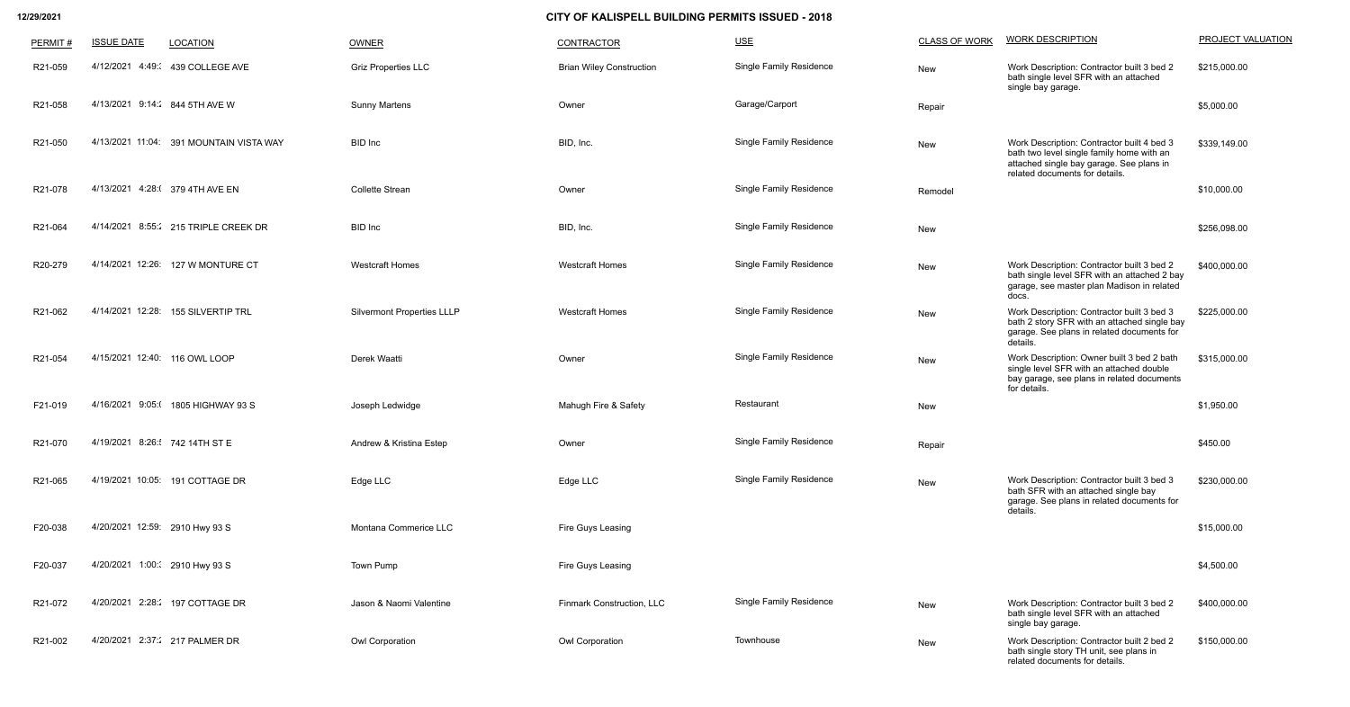# CITY OF KALISPELL BUILDING PERMITS ISSUED - 2018

| PERMIT # | ISSUE DATE | LOCATION | OWNER | CONTRACTOR | USE | CLASS OF WORK | WORK DESCRIPTION | PROJECT VALUATION |
|---|---|---|---|---|---|---|---|---|
| R21-059 | 4/12/2021 4:49: | 439 COLLEGE AVE | Griz Properties LLC | Brian Wiley Construction | Single Family Residence | New | Work Description: Contractor built 3 bed 2 bath single level SFR with an attached single bay garage. | $215,000.00 |
| R21-058 | 4/13/2021 9:14: | 844 5TH AVE W | Sunny Martens | Owner | Garage/Carport | Repair | | $5,000.00 |
| R21-050 | 4/13/2021 11:04: | 391 MOUNTAIN VISTA WAY | BID Inc | BID, Inc. | Single Family Residence | New | Work Description: Contractor built 4 bed 3 bath two level single family home with an attached single bay garage. See plans in related documents for details. | $339,149.00 |
| R21-078 | 4/13/2021 4:28: | 379 4TH AVE EN | Collette Strean | Owner | Single Family Residence | Remodel | | $10,000.00 |
| R21-064 | 4/14/2021 8:55: | 215 TRIPLE CREEK DR | BID Inc | BID, Inc. | Single Family Residence | New | | $256,098.00 |
| R20-279 | 4/14/2021 12:26: | 127 W MONTURE CT | Westcraft Homes | Westcraft Homes | Single Family Residence | New | Work Description: Contractor built 3 bed 2 bath single level SFR with an attached 2 bay garage, see master plan Madison in related docs. | $400,000.00 |
| R21-062 | 4/14/2021 12:28: | 155 SILVERTIP TRL | Silvermont Properties LLLP | Westcraft Homes | Single Family Residence | New | Work Description: Contractor built 3 bed 3 bath 2 story SFR with an attached single bay garage. See plans in related documents for details. | $225,000.00 |
| R21-054 | 4/15/2021 12:40: | 116 OWL LOOP | Derek Waatti | Owner | Single Family Residence | New | Work Description: Owner built 3 bed 2 bath single level SFR with attached double bay garage, see plans in related documents for details. | $315,000.00 |
| F21-019 | 4/16/2021 9:05: | 1805 HIGHWAY 93 S | Joseph Ledwidge | Mahugh Fire & Safety | Restaurant | New | | $1,950.00 |
| R21-070 | 4/19/2021 8:26: | 742 14TH ST E | Andrew & Kristina Estep | Owner | Single Family Residence | Repair | | $450.00 |
| R21-065 | 4/19/2021 10:05: | 191 COTTAGE DR | Edge LLC | Edge LLC | Single Family Residence | New | Work Description: Contractor built 3 bed 3 bath SFR with an attached single bay garage. See plans in related documents for details. | $230,000.00 |
| F20-038 | 4/20/2021 12:59: | 2910 Hwy 93 S | Montana Commerice LLC | Fire Guys Leasing | | | | $15,000.00 |
| F20-037 | 4/20/2021 1:00: | 2910 Hwy 93 S | Town Pump | Fire Guys Leasing | | | | $4,500.00 |
| R21-072 | 4/20/2021 2:28: | 197 COTTAGE DR | Jason & Naomi Valentine | Finmark Construction, LLC | Single Family Residence | New | Work Description: Contractor built 3 bed 2 bath single level SFR with an attached single bay garage. | $400,000.00 |
| R21-002 | 4/20/2021 2:37: | 217 PALMER DR | Owl Corporation | Owl Corporation | Townhouse | New | Work Description: Contractor built 2 bed 2 bath single story TH unit, see plans in related documents for details. | $150,000.00 |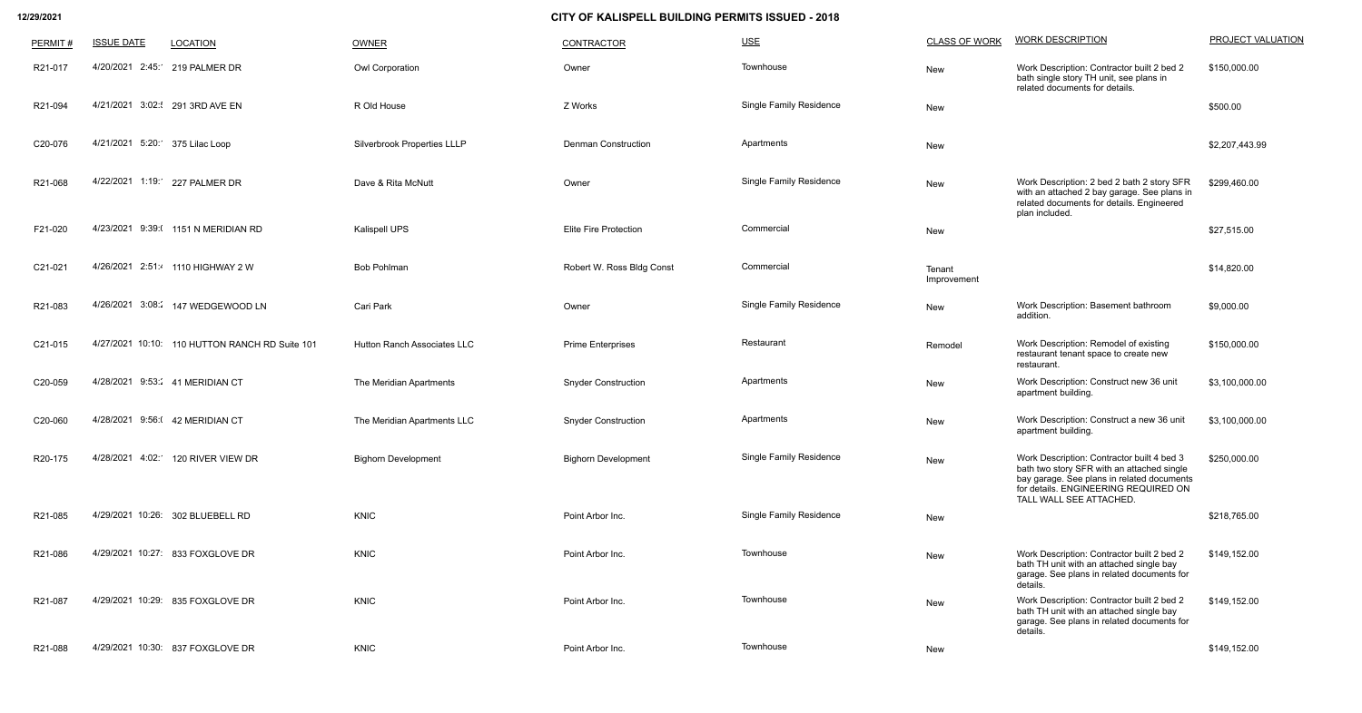## CITY OF KALISPELL BUILDING PERMITS ISSUED - 2018

| PERMIT # | ISSUE DATE | LOCATION | OWNER | CONTRACTOR | USE | CLASS OF WORK | WORK DESCRIPTION | PROJECT VALUATION |
|---|---|---|---|---|---|---|---|---|
| R21-017 | 4/20/2021 2:45: | 219 PALMER DR | Owl Corporation | Owner | Townhouse | New | Work Description: Contractor built 2 bed 2 bath single story TH unit, see plans in related documents for details. | $150,000.00 |
| R21-094 | 4/21/2021 3:02: | 291 3RD AVE EN | R Old House | Z Works | Single Family Residence | New | | $500.00 |
| C20-076 | 4/21/2021 5:20: | 375 Lilac Loop | Silverbrook Properties LLLP | Denman Construction | Apartments | New | | $2,207,443.99 |
| R21-068 | 4/22/2021 1:19: | 227 PALMER DR | Dave & Rita McNutt | Owner | Single Family Residence | New | Work Description: 2 bed 2 bath 2 story SFR with an attached 2 bay garage. See plans in related documents for details. Engineered plan included. | $299,460.00 |
| F21-020 | 4/23/2021 9:39: | 1151 N MERIDIAN RD | Kalispell UPS | Elite Fire Protection | Commercial | New | | $27,515.00 |
| C21-021 | 4/26/2021 2:51: | 1110 HIGHWAY 2 W | Bob Pohlman | Robert W. Ross Bldg Const | Commercial | Tenant Improvement | | $14,820.00 |
| R21-083 | 4/26/2021 3:08: | 147 WEDGEWOOD LN | Cari Park | Owner | Single Family Residence | New | Work Description: Basement bathroom addition. | $9,000.00 |
| C21-015 | 4/27/2021 10:10: | 110 HUTTON RANCH RD Suite 101 | Hutton Ranch Associates LLC | Prime Enterprises | Restaurant | Remodel | Work Description: Remodel of existing restaurant tenant space to create new restaurant. | $150,000.00 |
| C20-059 | 4/28/2021 9:53: | 41 MERIDIAN CT | The Meridian Apartments | Snyder Construction | Apartments | New | Work Description: Construct new 36 unit apartment building. | $3,100,000.00 |
| C20-060 | 4/28/2021 9:56: | 42 MERIDIAN CT | The Meridian Apartments LLC | Snyder Construction | Apartments | New | Work Description: Construct a new 36 unit apartment building. | $3,100,000.00 |
| R20-175 | 4/28/2021 4:02: | 120 RIVER VIEW DR | Bighorn Development | Bighorn Development | Single Family Residence | New | Work Description: Contractor built 4 bed 3 bath two story SFR with an attached single bay garage. See plans in related documents for details. ENGINEERING REQUIRED ON TALL WALL SEE ATTACHED. | $250,000.00 |
| R21-085 | 4/29/2021 10:26: | 302 BLUEBELL RD | KNIC | Point Arbor Inc. | Single Family Residence | New | | $218,765.00 |
| R21-086 | 4/29/2021 10:27: | 833 FOXGLOVE DR | KNIC | Point Arbor Inc. | Townhouse | New | Work Description: Contractor built 2 bed 2 bath TH unit with an attached single bay garage. See plans in related documents for details. | $149,152.00 |
| R21-087 | 4/29/2021 10:29: | 835 FOXGLOVE DR | KNIC | Point Arbor Inc. | Townhouse | New | Work Description: Contractor built 2 bed 2 bath TH unit with an attached single bay garage. See plans in related documents for details. | $149,152.00 |
| R21-088 | 4/29/2021 10:30: | 837 FOXGLOVE DR | KNIC | Point Arbor Inc. | Townhouse | New | | $149,152.00 |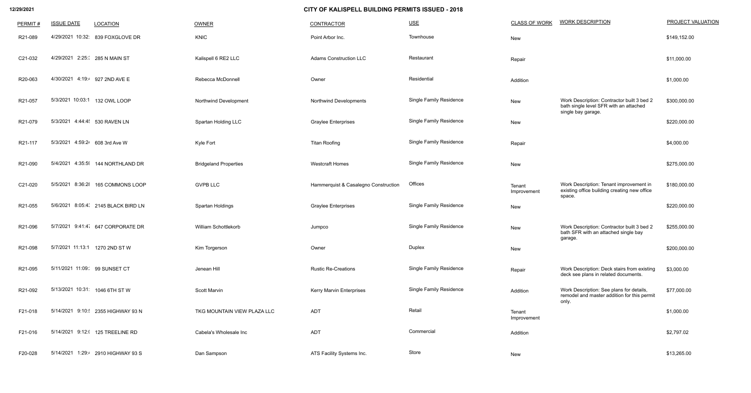12/29/2021

# CITY OF KALISPELL BUILDING PERMITS ISSUED - 2018

| PERMIT # | ISSUE DATE | LOCATION | OWNER | CONTRACTOR | USE | CLASS OF WORK | WORK DESCRIPTION | PROJECT VALUATION |
|---|---|---|---|---|---|---|---|---|
| R21-089 | 4/29/2021 10:32: | 839 FOXGLOVE DR | KNIC | Point Arbor Inc. | Townhouse | New | | $149,152.00 |
| C21-032 | 4/29/2021 2:25:: | 285 N MAIN ST | Kalispell 6 RE2 LLC | Adams Construction LLC | Restaurant | Repair | | $11,000.00 |
| R20-063 | 4/30/2021 4:19:4 | 927 2ND AVE E | Rebecca McDonnell | Owner | Residential | Addition | | $1,000.00 |
| R21-057 | 5/3/2021 10:03:1 | 132 OWL LOOP | Northwind Development | Northwind Developments | Single Family Residence | New | Work Description: Contractor built 3 bed 2 bath single level SFR with an attached single bay garage. | $300,000.00 |
| R21-079 | 5/3/2021 4:44:4! | 530 RAVEN LN | Spartan Holding LLC | Graylee Enterprises | Single Family Residence | New | | $220,000.00 |
| R21-117 | 5/3/2021 4:59:24 | 608 3rd Ave W | Kyle Fort | Titan Roofing | Single Family Residence | Repair | | $4,000.00 |
| R21-090 | 5/4/2021 4:35:5! | 144 NORTHLAND DR | Bridgeland Properties | Westcraft Homes | Single Family Residence | New | | $275,000.00 |
| C21-020 | 5/5/2021 8:36:2! | 165 COMMONS LOOP | GVPB LLC | Hammerquist & Casalegno Construction | Offices | Tenant Improvement | Work Description: Tenant improvement in existing office building creating new office space. | $180,000.00 |
| R21-055 | 5/6/2021 8:05:4: | 2145 BLACK BIRD LN | Spartan Holdings | Graylee Enterprises | Single Family Residence | New | | $220,000.00 |
| R21-096 | 5/7/2021 9:41:4 | 647 CORPORATE DR | William Schottlekorb | Jumpco | Single Family Residence | New | Work Description: Contractor built 3 bed 2 bath SFR with an attached single bay garage. | $255,000.00 |
| R21-098 | 5/7/2021 11:13:1 | 1270 2ND ST W | Kim Torgerson | Owner | Duplex | New | | $200,000.00 |
| R21-095 | 5/11/2021 11:09:: | 99 SUNSET CT | Jenean Hill | Rustic Re-Creations | Single Family Residence | Repair | Work Description: Deck stairs from existing deck see plans in related documents. | $3,000.00 |
| R21-092 | 5/13/2021 10:31: | 1046 6TH ST W | Scott Marvin | Kerry Marvin Enterprises | Single Family Residence | Addition | Work Description: See plans for details, remodel and master addition for this permit only. | $77,000.00 |
| F21-018 | 5/14/2021 9:10:! | 2355 HIGHWAY 93 N | TKG MOUNTAIN VIEW PLAZA LLC | ADT | Retail | Tenant Improvement | | $1,000.00 |
| F21-016 | 5/14/2021 9:12:( | 125 TREELINE RD | Cabela's Wholesale Inc | ADT | Commercial | Addition | | $2,797.02 |
| F20-028 | 5/14/2021 1:29:4 | 2910 HIGHWAY 93 S | Dan Sampson | ATS Facility Systems Inc. | Store | New | | $13,265.00 |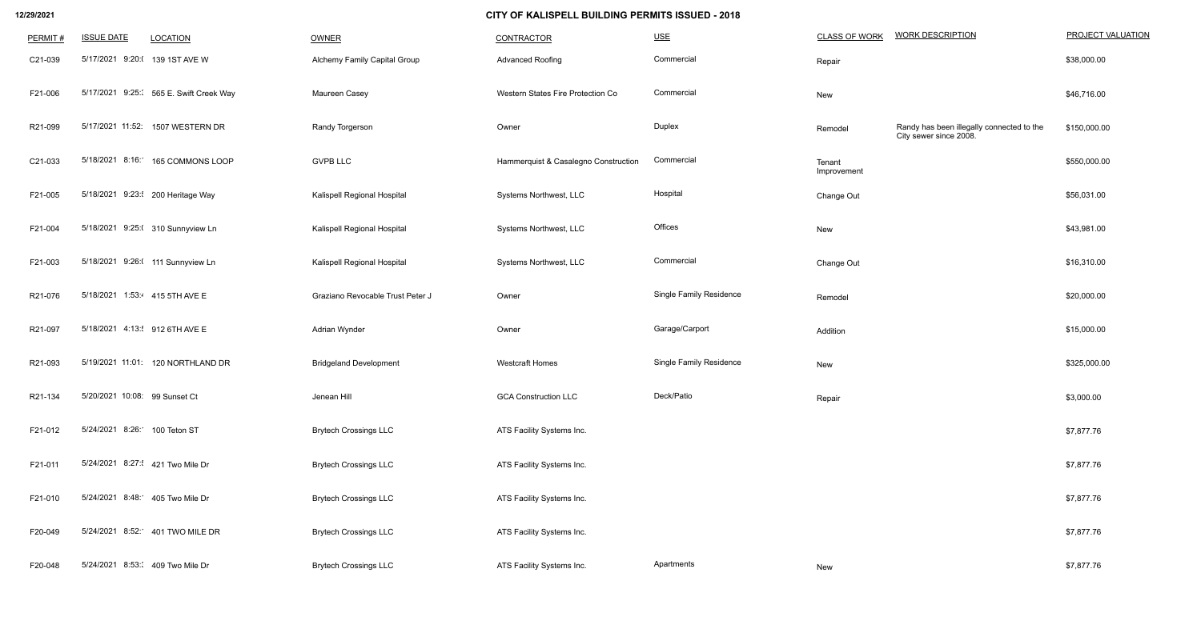## CITY OF KALISPELL BUILDING PERMITS ISSUED - 2018

12/29/2021

| PERMIT # | ISSUE DATE | LOCATION | OWNER | CONTRACTOR | USE | CLASS OF WORK | WORK DESCRIPTION | PROJECT VALUATION |
|---|---|---|---|---|---|---|---|---|
| C21-039 | 5/17/2021 9:20:( | 139 1ST AVE W | Alchemy Family Capital Group | Advanced Roofing | Commercial | Repair | | $38,000.00 |
| F21-006 | 5/17/2021 9:25:: | 565 E. Swift Creek Way | Maureen Casey | Western States Fire Protection Co | Commercial | New | | $46,716.00 |
| R21-099 | 5/17/2021 11:52: | 1507 WESTERN DR | Randy Torgerson | Owner | Duplex | Remodel | Randy has been illegally connected to the City sewer since 2008. | $150,000.00 |
| C21-033 | 5/18/2021 8:16: | 165 COMMONS LOOP | GVPB LLC | Hammerquist & Casalegno Construction | Commercial | Tenant Improvement | | $550,000.00 |
| F21-005 | 5/18/2021 9:23:! | 200 Heritage Way | Kalispell Regional Hospital | Systems Northwest, LLC | Hospital | Change Out | | $56,031.00 |
| F21-004 | 5/18/2021 9:25:( | 310 Sunnyview Ln | Kalispell Regional Hospital | Systems Northwest, LLC | Offices | New | | $43,981.00 |
| F21-003 | 5/18/2021 9:26:( | 111 Sunnyview Ln | Kalispell Regional Hospital | Systems Northwest, LLC | Commercial | Change Out | | $16,310.00 |
| R21-076 | 5/18/2021 1:53:4 | 415 5TH AVE E | Graziano Revocable Trust Peter J | Owner | Single Family Residence | Remodel | | $20,000.00 |
| R21-097 | 5/18/2021 4:13:! | 912 6TH AVE E | Adrian Wynder | Owner | Garage/Carport | Addition | | $15,000.00 |
| R21-093 | 5/19/2021 11:01: | 120 NORTHLAND DR | Bridgeland Development | Westcraft Homes | Single Family Residence | New | | $325,000.00 |
| R21-134 | 5/20/2021 10:08: | 99 Sunset Ct | Jenean Hill | GCA Construction LLC | Deck/Patio | Repair | | $3,000.00 |
| F21-012 | 5/24/2021 8:26: | 100 Teton ST | Brytech Crossings LLC | ATS Facility Systems Inc. | | | | $7,877.76 |
| F21-011 | 5/24/2021 8:27:! | 421 Two Mile Dr | Brytech Crossings LLC | ATS Facility Systems Inc. | | | | $7,877.76 |
| F21-010 | 5/24/2021 8:48: | 405 Two Mile Dr | Brytech Crossings LLC | ATS Facility Systems Inc. | | | | $7,877.76 |
| F20-049 | 5/24/2021 8:52: | 401 TWO MILE DR | Brytech Crossings LLC | ATS Facility Systems Inc. | | | | $7,877.76 |
| F20-048 | 5/24/2021 8:53:: | 409 Two Mile Dr | Brytech Crossings LLC | ATS Facility Systems Inc. | Apartments | New | | $7,877.76 |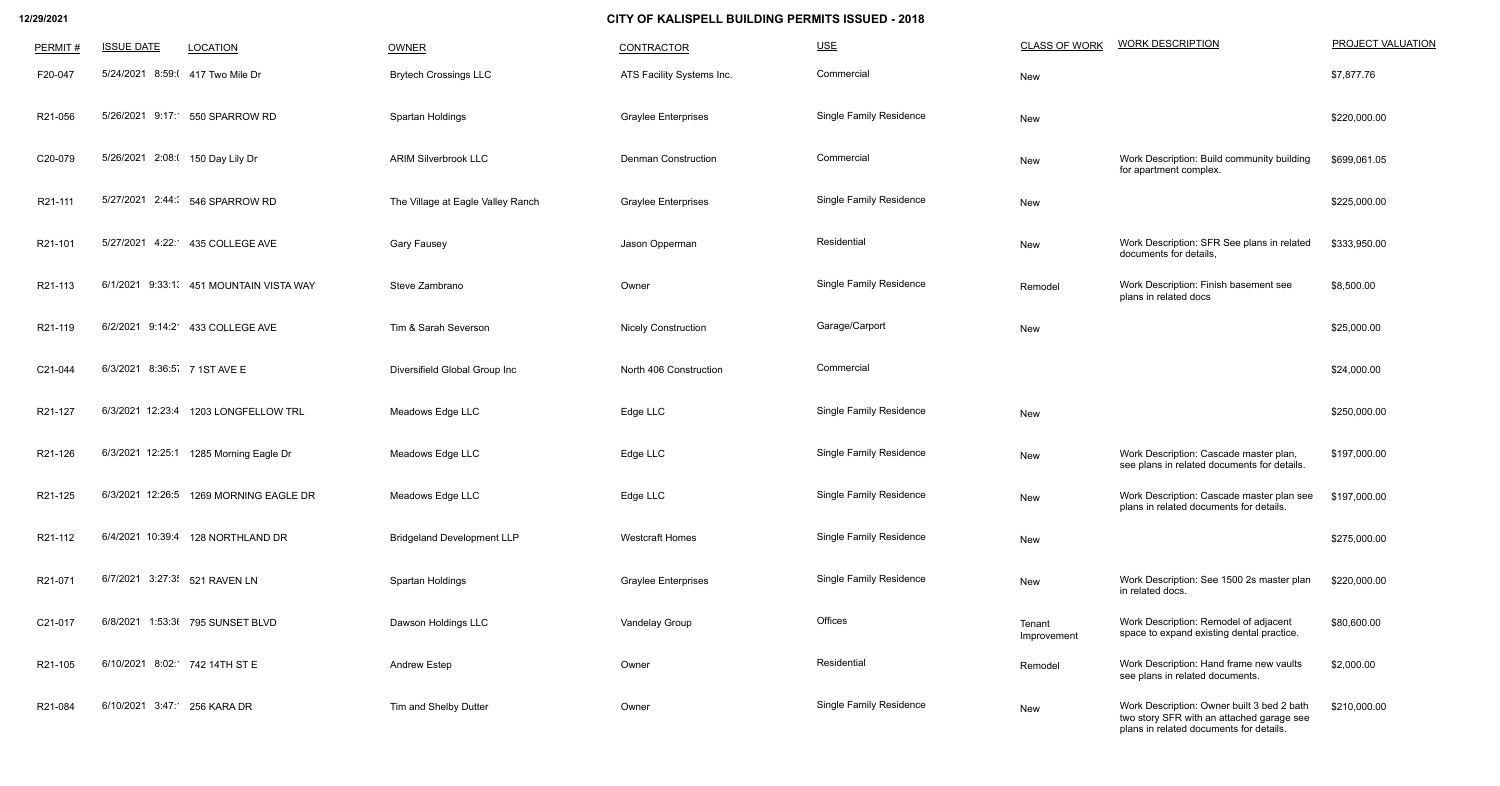**12/29/2021**

# CITY OF KALISPELL BUILDING PERMITS ISSUED - 2018

| PERMIT # | ISSUE DATE | LOCATION | OWNER | CONTRACTOR | USE | CLASS OF WORK | WORK DESCRIPTION | PROJECT VALUATION |
|---|---|---|---|---|---|---|---|---|
| F20-047 | 5/24/2021 8:59:( | 417 Two Mile Dr | Brytech Crossings LLC | ATS Facility Systems Inc. | Commercial | New | | $7,877.76 |
| R21-056 | 5/26/2021 9:17:' | 550 SPARROW RD | Spartan Holdings | Graylee Enterprises | Single Family Residence | New | | $220,000.00 |
| C20-079 | 5/26/2021 2:08:( | 150 Day Lily Dr | ARIM Silverbrook LLC | Denman Construction | Commercial | New | Work Description: Build community building for apartment complex. | $699,061.05 |
| R21-111 | 5/27/2021 2:44:: | 546 SPARROW RD | The Village at Eagle Valley Ranch | Graylee Enterprises | Single Family Residence | New | | $225,000.00 |
| R21-101 | 5/27/2021 4:22:' | 435 COLLEGE AVE | Gary Fausey | Jason Opperman | Residential | New | Work Description: SFR See plans in related documents for details, | $333,950.00 |
| R21-113 | 6/1/2021 9:33:1: | 451 MOUNTAIN VISTA WAY | Steve Zambrano | Owner | Single Family Residence | Remodel | Work Description: Finish basement see plans in related docs | $8,500.00 |
| R21-119 | 6/2/2021 9:14:2' | 433 COLLEGE AVE | Tim & Sarah Severson | Nicely Construction | Garage/Carport | New | | $25,000.00 |
| C21-044 | 6/3/2021 8:36:5; | 7 1ST AVE E | Diversifield Global Group Inc | North 406 Construction | Commercial | | | $24,000.00 |
| R21-127 | 6/3/2021 12:23:4 | 1203 LONGFELLOW TRL | Meadows Edge LLC | Edge LLC | Single Family Residence | New | | $250,000.00 |
| R21-126 | 6/3/2021 12:25:1 | 1285 Morning Eagle Dr | Meadows Edge LLC | Edge LLC | Single Family Residence | New | Work Description: Cascade master plan, see plans in related documents for details. | $197,000.00 |
| R21-125 | 6/3/2021 12:26:5 | 1269 MORNING EAGLE DR | Meadows Edge LLC | Edge LLC | Single Family Residence | New | Work Description: Cascade master plan see plans in related documents for details. | $197,000.00 |
| R21-112 | 6/4/2021 10:39:4 | 128 NORTHLAND DR | Bridgeland Development LLP | Westcraft Homes | Single Family Residence | New | | $275,000.00 |
| R21-071 | 6/7/2021 3:27:3! | 521 RAVEN LN | Spartan Holdings | Graylee Enterprises | Single Family Residence | New | Work Description: See 1500 2s master plan in related docs. | $220,000.00 |
| C21-017 | 6/8/2021 1:53:3( | 795 SUNSET BLVD | Dawson Holdings LLC | Vandelay Group | Offices | Tenant Improvement | Work Description: Remodel of adjacent space to expand existing dental practice. | $80,600.00 |
| R21-105 | 6/10/2021 8:02:' | 742 14TH ST E | Andrew Estep | Owner | Residential | Remodel | Work Description: Hand frame new vaults see plans in related documents. | $2,000.00 |
| R21-084 | 6/10/2021 3:47:' | 256 KARA DR | Tim and Shelby Dutter | Owner | Single Family Residence | New | Work Description: Owner built 3 bed 2 bath two story SFR with an attached garage see plans in related documents for details. | $210,000.00 |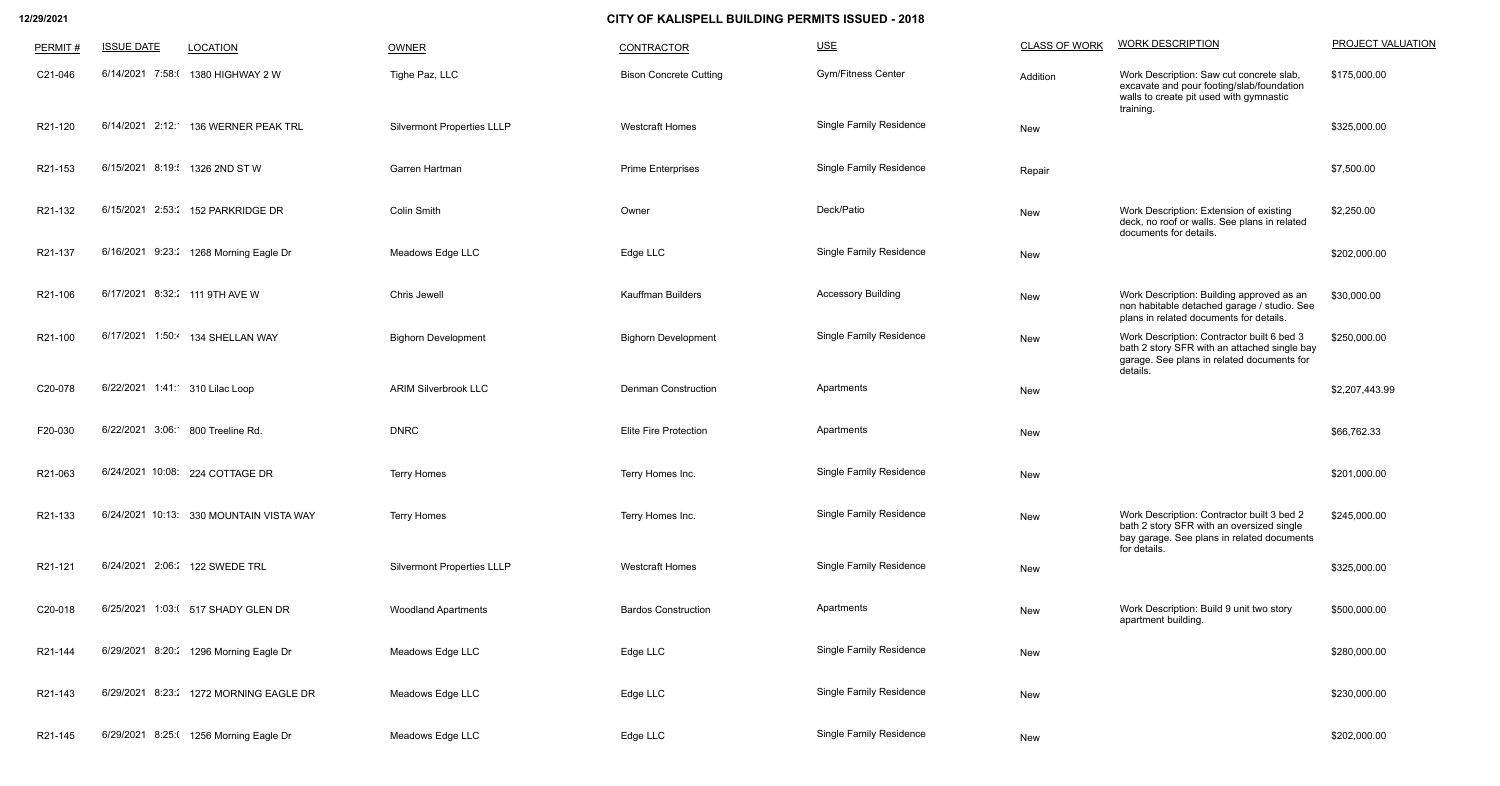12/29/2021

# CITY OF KALISPELL BUILDING PERMITS ISSUED - 2018

| PERMIT # | ISSUE DATE | LOCATION | OWNER | CONTRACTOR | USE | CLASS OF WORK | WORK DESCRIPTION | PROJECT VALUATION |
|---|---|---|---|---|---|---|---|---|
| C21-046 | 6/14/2021 7:58:( | 1380 HIGHWAY 2 W | Tighe Paz, LLC | Bison Concrete Cutting | Gym/Fitness Center | Addition | Work Description: Saw cut concrete slab, excavate and pour footing/slab/foundation walls to create pit used with gymnastic training. | $175,000.00 |
| R21-120 | 6/14/2021 2:12: | 136 WERNER PEAK TRL | Silvermont Properties LLLP | Westcraft Homes | Single Family Residence | New | | $325,000.00 |
| R21-153 | 6/15/2021 8:19:! | 1326 2ND ST W | Garren Hartman | Prime Enterprises | Single Family Residence | Repair | | $7,500.00 |
| R21-132 | 6/15/2021 2:53:: | 152 PARKRIDGE DR | Colin Smith | Owner | Deck/Patio | New | Work Description: Extension of existing deck, no roof or walls. See plans in related documents for details. | $2,250.00 |
| R21-137 | 6/16/2021 9:23:: | 1268 Morning Eagle Dr | Meadows Edge LLC | Edge LLC | Single Family Residence | New | | $202,000.00 |
| R21-106 | 6/17/2021 8:32:: | 111 9TH AVE W | Chris Jewell | Kauffman Builders | Accessory Building | New | Work Description: Building approved as an non habitable detached garage / studio. See plans in related documents for details. | $30,000.00 |
| R21-100 | 6/17/2021 1:50: | 134 SHELLAN WAY | Bighorn Development | Bighorn Development | Single Family Residence | New | Work Description: Contractor built 6 bed 3 bath 2 story SFR with an attached single bay garage. See plans in related documents for details. | $250,000.00 |
| C20-078 | 6/22/2021 1:41: | 310 Lilac Loop | ARIM Silverbrook LLC | Denman Construction | Apartments | New | | $2,207,443.99 |
| F20-030 | 6/22/2021 3:06: | 800 Treeline Rd. | DNRC | Elite Fire Protection | Apartments | New | | $66,762.33 |
| R21-063 | 6/24/2021 10:08: | 224 COTTAGE DR | Terry Homes | Terry Homes Inc. | Single Family Residence | New | | $201,000.00 |
| R21-133 | 6/24/2021 10:13: | 330 MOUNTAIN VISTA WAY | Terry Homes | Terry Homes Inc. | Single Family Residence | New | Work Description: Contractor built 3 bed 2 bath 2 story SFR with an oversized single bay garage. See plans in related documents for details. | $245,000.00 |
| R21-121 | 6/24/2021 2:06:: | 122 SWEDE TRL | Silvermont Properties LLLP | Westcraft Homes | Single Family Residence | New | | $325,000.00 |
| C20-018 | 6/25/2021 1:03:( | 517 SHADY GLEN DR | Woodland Apartments | Bardos Construction | Apartments | New | Work Description: Build 9 unit two story apartment building. | $500,000.00 |
| R21-144 | 6/29/2021 8:20:: | 1296 Morning Eagle Dr | Meadows Edge LLC | Edge LLC | Single Family Residence | New | | $280,000.00 |
| R21-143 | 6/29/2021 8:23:: | 1272 MORNING EAGLE DR | Meadows Edge LLC | Edge LLC | Single Family Residence | New | | $230,000.00 |
| R21-145 | 6/29/2021 8:25:( | 1256 Morning Eagle Dr | Meadows Edge LLC | Edge LLC | Single Family Residence | New | | $202,000.00 |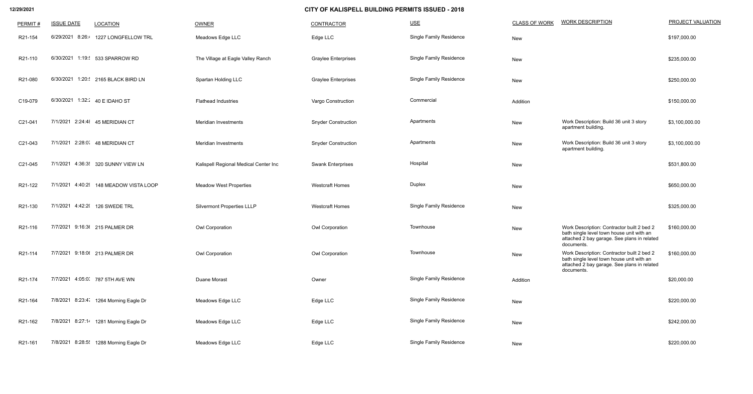**CITY OF KALISPELL BUILDING PERMITS ISSUED - 2018**

| PERMIT # | ISSUE DATE | LOCATION | OWNER | CONTRACTOR | USE | CLASS OF WORK | WORK DESCRIPTION | PROJECT VALUATION |
|---|---|---|---|---|---|---|---|---|
| R21-154 | 6/29/2021 8:26: | 1227 LONGFELLOW TRL | Meadows Edge LLC | Edge LLC | Single Family Residence | New | | $197,000.00 |
| R21-110 | 6/30/2021 1:19: | 533 SPARROW RD | The Village at Eagle Valley Ranch | Graylee Enterprises | Single Family Residence | New | | $235,000.00 |
| R21-080 | 6/30/2021 1:20: | 2165 BLACK BIRD LN | Spartan Holding LLC | Graylee Enterprises | Single Family Residence | New | | $250,000.00 |
| C19-079 | 6/30/2021 1:32: | 40 E IDAHO ST | Flathead Industries | Vargo Construction | Commercial | Addition | | $150,000.00 |
| C21-041 | 7/1/2021 2:24:4 | 45 MERIDIAN CT | Meridian Investments | Snyder Construction | Apartments | New | Work Description: Build 36 unit 3 story apartment building. | $3,100,000.00 |
| C21-043 | 7/1/2021 2:28:0 | 48 MERIDIAN CT | Meridian Investments | Snyder Construction | Apartments | New | Work Description: Build 36 unit 3 story apartment building. | $3,100,000.00 |
| C21-045 | 7/1/2021 4:36:3 | 320 SUNNY VIEW LN | Kalispell Regional Medical Center Inc | Swank Enterprises | Hospital | New | | $531,800.00 |
| R21-122 | 7/1/2021 4:40:2 | 148 MEADOW VISTA LOOP | Meadow West Properties | Westcraft Homes | Duplex | New | | $650,000.00 |
| R21-130 | 7/1/2021 4:42:2 | 126 SWEDE TRL | Silvermont Properties LLLP | Westcraft Homes | Single Family Residence | New | | $325,000.00 |
| R21-116 | 7/7/2021 9:16:3 | 215 PALMER DR | Owl Corporation | Owl Corporation | Townhouse | New | Work Description: Contractor built 2 bed 2 bath single level town house unit with an attached 2 bay garage. See plans in related documents. | $160,000.00 |
| R21-114 | 7/7/2021 9:18:0 | 213 PALMER DR | Owl Corporation | Owl Corporation | Townhouse | New | Work Description: Contractor built 2 bed 2 bath single level town house unit with an attached 2 bay garage. See plans in related documents. | $160,000.00 |
| R21-174 | 7/7/2021 4:05:0 | 787 5TH AVE WN | Duane Morast | Owner | Single Family Residence | Addition | | $20,000.00 |
| R21-164 | 7/8/2021 8:23:4 | 1264 Morning Eagle Dr | Meadows Edge LLC | Edge LLC | Single Family Residence | New | | $220,000.00 |
| R21-162 | 7/8/2021 8:27:1 | 1281 Morning Eagle Dr | Meadows Edge LLC | Edge LLC | Single Family Residence | New | | $242,000.00 |
| R21-161 | 7/8/2021 8:28:5 | 1288 Morning Eagle Dr | Meadows Edge LLC | Edge LLC | Single Family Residence | New | | $220,000.00 |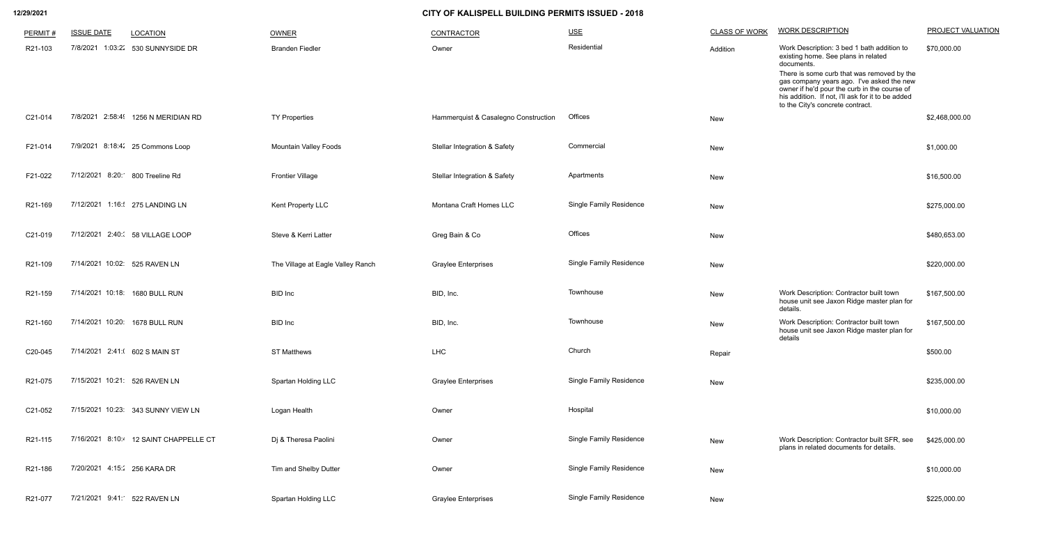# CITY OF KALISPELL BUILDING PERMITS ISSUED - 2018

| PERMIT # | ISSUE DATE | LOCATION | OWNER | CONTRACTOR | USE | CLASS OF WORK | WORK DESCRIPTION | PROJECT VALUATION |
|---|---|---|---|---|---|---|---|---|
| R21-103 | 7/8/2021 1:03:2 | 530 SUNNYSIDE DR | Branden Fiedler | Owner | Residential | Addition | Work Description: 3 bed 1 bath addition to existing home. See plans in related documents. There is some curb that was removed by the gas company years ago. I've asked the new owner if he'd pour the curb in the course of his addition. If not, i'll ask for it to be added to the City's concrete contract. | $70,000.00 |
| C21-014 | 7/8/2021 2:58:4 | 1256 N MERIDIAN RD | TY Properties | Hammerquist & Casalegno Construction | Offices | New | | $2,468,000.00 |
| F21-014 | 7/9/2021 8:18:4 | 25 Commons Loop | Mountain Valley Foods | Stellar Integration & Safety | Commercial | New | | $1,000.00 |
| F21-022 | 7/12/2021 8:20: | 800 Treeline Rd | Frontier Village | Stellar Integration & Safety | Apartments | New | | $16,500.00 |
| R21-169 | 7/12/2021 1:16: | 275 LANDING LN | Kent Property LLC | Montana Craft Homes LLC | Single Family Residence | New | | $275,000.00 |
| C21-019 | 7/12/2021 2:40: | 58 VILLAGE LOOP | Steve & Kerri Latter | Greg Bain & Co | Offices | New | | $480,653.00 |
| R21-109 | 7/14/2021 10:02: | 525 RAVEN LN | The Village at Eagle Valley Ranch | Graylee Enterprises | Single Family Residence | New | | $220,000.00 |
| R21-159 | 7/14/2021 10:18: | 1680 BULL RUN | BID Inc | BID, Inc. | Townhouse | New | Work Description: Contractor built town house unit see Jaxon Ridge master plan for details. | $167,500.00 |
| R21-160 | 7/14/2021 10:20: | 1678 BULL RUN | BID Inc | BID, Inc. | Townhouse | New | Work Description: Contractor built town house unit see Jaxon Ridge master plan for details | $167,500.00 |
| C20-045 | 7/14/2021 2:41: | 602 S MAIN ST | ST Matthews | LHC | Church | Repair | | $500.00 |
| R21-075 | 7/15/2021 10:21: | 526 RAVEN LN | Spartan Holding LLC | Graylee Enterprises | Single Family Residence | New | | $235,000.00 |
| C21-052 | 7/15/2021 10:23: | 343 SUNNY VIEW LN | Logan Health | Owner | Hospital | | | $10,000.00 |
| R21-115 | 7/16/2021 8:10: | 12 SAINT CHAPPELLE CT | Dj & Theresa Paolini | Owner | Single Family Residence | New | Work Description: Contractor built SFR, see plans in related documents for details. | $425,000.00 |
| R21-186 | 7/20/2021 4:15: | 256 KARA DR | Tim and Shelby Dutter | Owner | Single Family Residence | New | | $10,000.00 |
| R21-077 | 7/21/2021 9:41: | 522 RAVEN LN | Spartan Holding LLC | Graylee Enterprises | Single Family Residence | New | | $225,000.00 |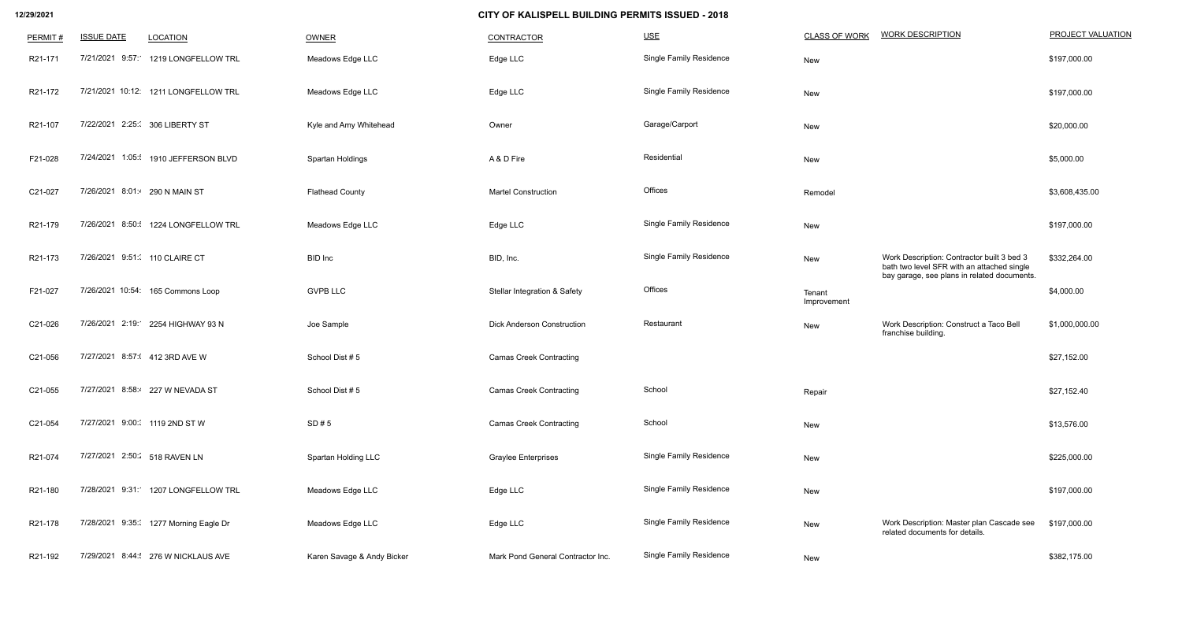# CITY OF KALISPELL BUILDING PERMITS ISSUED - 2018

| PERMIT # | ISSUE DATE | LOCATION | OWNER | CONTRACTOR | USE | CLASS OF WORK | WORK DESCRIPTION | PROJECT VALUATION |
|---|---|---|---|---|---|---|---|---|
| R21-171 | 7/21/2021 9:57:1 | 1219 LONGFELLOW TRL | Meadows Edge LLC | Edge LLC | Single Family Residence | New | | $197,000.00 |
| R21-172 | 7/21/2021 10:12: | 1211 LONGFELLOW TRL | Meadows Edge LLC | Edge LLC | Single Family Residence | New | | $197,000.00 |
| R21-107 | 7/22/2021 2:25:3 | 306 LIBERTY ST | Kyle and Amy Whitehead | Owner | Garage/Carport | New | | $20,000.00 |
| F21-028 | 7/24/2021 1:05:5 | 1910 JEFFERSON BLVD | Spartan Holdings | A & D Fire | Residential | New | | $5,000.00 |
| C21-027 | 7/26/2021 8:01:4 | 290 N MAIN ST | Flathead County | Martel Construction | Offices | Remodel | | $3,608,435.00 |
| R21-179 | 7/26/2021 8:50:5 | 1224 LONGFELLOW TRL | Meadows Edge LLC | Edge LLC | Single Family Residence | New | | $197,000.00 |
| R21-173 | 7/26/2021 9:51:3 | 110 CLAIRE CT | BID Inc | BID, Inc. | Single Family Residence | New | Work Description: Contractor built 3 bed 3 bath two level SFR with an attached single bay garage, see plans in related documents. | $332,264.00 |
| F21-027 | 7/26/2021 10:54: | 165 Commons Loop | GVPB LLC | Stellar Integration & Safety | Offices | Tenant Improvement | | $4,000.00 |
| C21-026 | 7/26/2021 2:19:1 | 2254 HIGHWAY 93 N | Joe Sample | Dick Anderson Construction | Restaurant | New | Work Description: Construct a Taco Bell franchise building. | $1,000,000.00 |
| C21-056 | 7/27/2021 8:57:0 | 412 3RD AVE W | School Dist # 5 | Camas Creek Contracting | | | | $27,152.00 |
| C21-055 | 7/27/2021 8:58:4 | 227 W NEVADA ST | School Dist # 5 | Camas Creek Contracting | School | Repair | | $27,152.40 |
| C21-054 | 7/27/2021 9:00:3 | 1119 2ND ST W | SD # 5 | Camas Creek Contracting | School | New | | $13,576.00 |
| R21-074 | 7/27/2021 2:50:2 | 518 RAVEN LN | Spartan Holding LLC | Graylee Enterprises | Single Family Residence | New | | $225,000.00 |
| R21-180 | 7/28/2021 9:31:1 | 1207 LONGFELLOW TRL | Meadows Edge LLC | Edge LLC | Single Family Residence | New | | $197,000.00 |
| R21-178 | 7/28/2021 9:35:3 | 1277 Morning Eagle Dr | Meadows Edge LLC | Edge LLC | Single Family Residence | New | Work Description: Master plan Cascade see related documents for details. | $197,000.00 |
| R21-192 | 7/29/2021 8:44:5 | 276 W NICKLAUS AVE | Karen Savage & Andy Bicker | Mark Pond General Contractor Inc. | Single Family Residence | New | | $382,175.00 |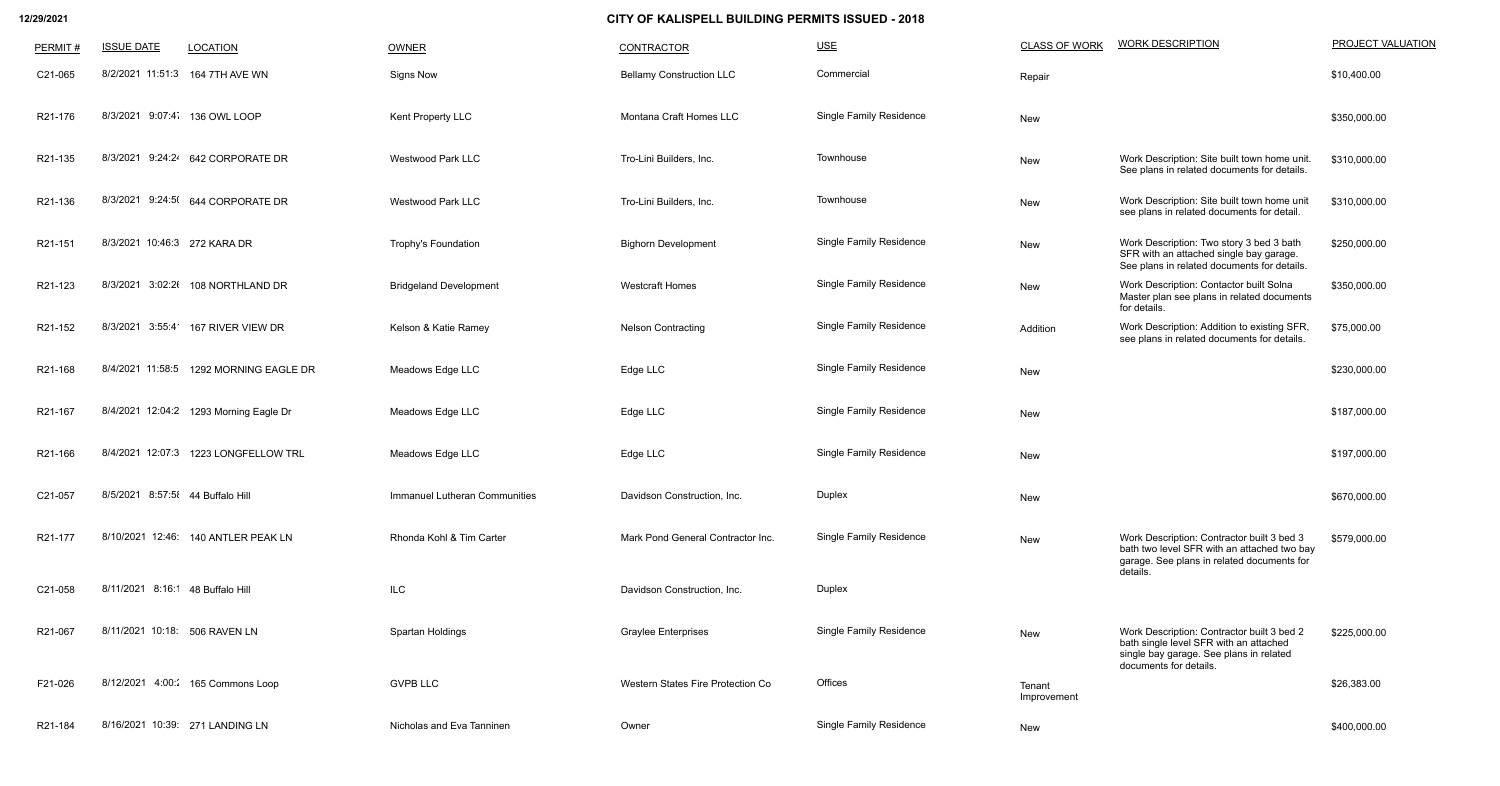# CITY OF KALISPELL BUILDING PERMITS ISSUED - 2018

| PERMIT # | ISSUE DATE | LOCATION | OWNER | CONTRACTOR | USE | CLASS OF WORK | WORK DESCRIPTION | PROJECT VALUATION |
|---|---|---|---|---|---|---|---|---|
| C21-065 | 8/2/2021 11:51:3 | 164 7TH AVE WN | Signs Now | Bellamy Construction LLC | Commercial | Repair | | $10,400.00 |
| R21-176 | 8/3/2021 9:07:4 | 136 OWL LOOP | Kent Property LLC | Montana Craft Homes LLC | Single Family Residence | New | | $350,000.00 |
| R21-135 | 8/3/2021 9:24:2 | 642 CORPORATE DR | Westwood Park LLC | Tro-Lini Builders, Inc. | Townhouse | New | Work Description: Site built town home unit. See plans in related documents for details. | $310,000.00 |
| R21-136 | 8/3/2021 9:24:5 | 644 CORPORATE DR | Westwood Park LLC | Tro-Lini Builders, Inc. | Townhouse | New | Work Description: Site built town home unit see plans in related documents for detail. | $310,000.00 |
| R21-151 | 8/3/2021 10:46:3 | 272 KARA DR | Trophy's Foundation | Bighorn Development | Single Family Residence | New | Work Description: Two story 3 bed 3 bath SFR with an attached single bay garage. See plans in related documents for details. | $250,000.00 |
| R21-123 | 8/3/2021 3:02:2 | 108 NORTHLAND DR | Bridgeland Development | Westcraft Homes | Single Family Residence | New | Work Description: Contactor built Solna Master plan see plans in related documents for details. | $350,000.00 |
| R21-152 | 8/3/2021 3:55:4 | 167 RIVER VIEW DR | Kelson & Katie Ramey | Nelson Contracting | Single Family Residence | Addition | Work Description: Addition to existing SFR, see plans in related documents for details. | $75,000.00 |
| R21-168 | 8/4/2021 11:58:5 | 1292 MORNING EAGLE DR | Meadows Edge LLC | Edge LLC | Single Family Residence | New | | $230,000.00 |
| R21-167 | 8/4/2021 12:04:2 | 1293 Morning Eagle Dr | Meadows Edge LLC | Edge LLC | Single Family Residence | New | | $187,000.00 |
| R21-166 | 8/4/2021 12:07:3 | 1223 LONGFELLOW TRL | Meadows Edge LLC | Edge LLC | Single Family Residence | New | | $197,000.00 |
| C21-057 | 8/5/2021 8:57:5 | 44 Buffalo Hill | Immanuel Lutheran Communities | Davidson Construction, Inc. | Duplex | New | | $670,000.00 |
| R21-177 | 8/10/2021 12:46: | 140 ANTLER PEAK LN | Rhonda Kohl & Tim Carter | Mark Pond General Contractor Inc. | Single Family Residence | New | Work Description: Contractor built 3 bed 3 bath two level SFR with an attached two bay garage. See plans in related documents for details. | $579,000.00 |
| C21-058 | 8/11/2021 8:16:1 | 48 Buffalo Hill | ILC | Davidson Construction, Inc. | Duplex | | | |
| R21-067 | 8/11/2021 10:18: | 506 RAVEN LN | Spartan Holdings | Graylee Enterprises | Single Family Residence | New | Work Description: Contractor built 3 bed 2 bath single level SFR with an attached single bay garage. See plans in related documents for details. | $225,000.00 |
| F21-026 | 8/12/2021 4:00: | 165 Commons Loop | GVPB LLC | Western States Fire Protection Co | Offices | Tenant Improvement | | $26,383.00 |
| R21-184 | 8/16/2021 10:39: | 271 LANDING LN | Nicholas and Eva Tanninen | Owner | Single Family Residence | New | | $400,000.00 |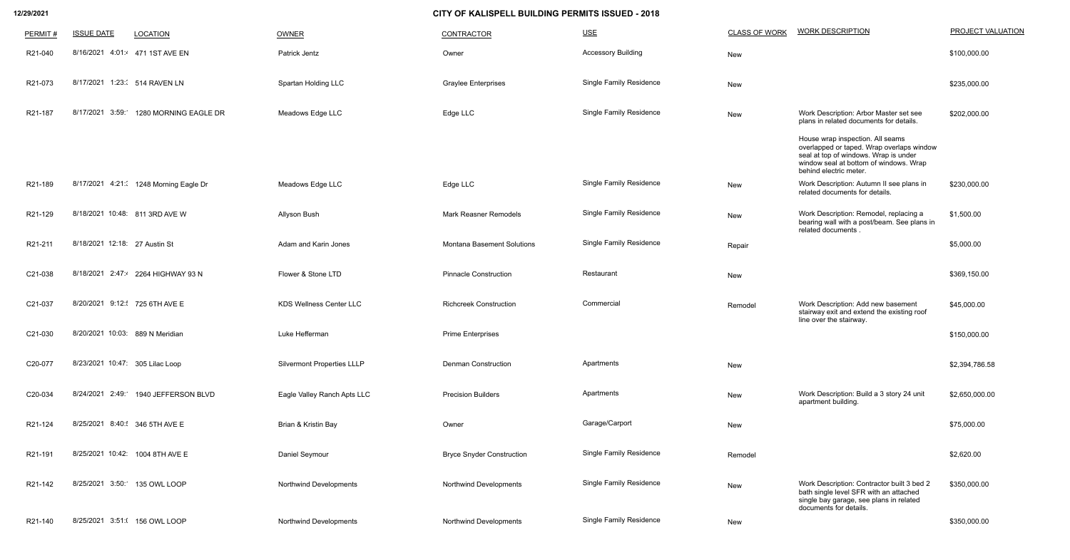# CITY OF KALISPELL BUILDING PERMITS ISSUED - 2018

| PERMIT # | ISSUE DATE | LOCATION | OWNER | CONTRACTOR | USE | CLASS OF WORK | WORK DESCRIPTION | PROJECT VALUATION |
|---|---|---|---|---|---|---|---|---|
| R21-040 | 8/16/2021 4:01: | 471 1ST AVE EN | Patrick Jentz | Owner | Accessory Building | New | | $100,000.00 |
| R21-073 | 8/17/2021 1:23: | 514 RAVEN LN | Spartan Holding LLC | Graylee Enterprises | Single Family Residence | New | | $235,000.00 |
| R21-187 | 8/17/2021 3:59: | 1280 MORNING EAGLE DR | Meadows Edge LLC | Edge LLC | Single Family Residence | New | Work Description: Arbor Master set see plans in related documents for details. House wrap inspection. All seams overlapped or taped. Wrap overlaps window seal at top of windows. Wrap is under window seal at bottom of windows. Wrap behind electric meter. | $202,000.00 |
| R21-189 | 8/17/2021 4:21: | 1248 Morning Eagle Dr | Meadows Edge LLC | Edge LLC | Single Family Residence | New | Work Description: Autumn II see plans in related documents for details. | $230,000.00 |
| R21-129 | 8/18/2021 10:48: | 811 3RD AVE W | Allyson Bush | Mark Reasner Remodels | Single Family Residence | New | Work Description: Remodel, replacing a bearing wall with a post/beam. See plans in related documents . | $1,500.00 |
| R21-211 | 8/18/2021 12:18: | 27 Austin St | Adam and Karin Jones | Montana Basement Solutions | Single Family Residence | Repair | | $5,000.00 |
| C21-038 | 8/18/2021 2:47: | 2264 HIGHWAY 93 N | Flower & Stone LTD | Pinnacle Construction | Restaurant | New | | $369,150.00 |
| C21-037 | 8/20/2021 9:12: | 725 6TH AVE E | KDS Wellness Center LLC | Richcreek Construction | Commercial | Remodel | Work Description: Add new basement stairway exit and extend the existing roof line over the stairway. | $45,000.00 |
| C21-030 | 8/20/2021 10:03: | 889 N Meridian | Luke Hefferman | Prime Enterprises | | | | $150,000.00 |
| C20-077 | 8/23/2021 10:47: | 305 Lilac Loop | Silvermont Properties LLLP | Denman Construction | Apartments | New | | $2,394,786.58 |
| C20-034 | 8/24/2021 2:49: | 1940 JEFFERSON BLVD | Eagle Valley Ranch Apts LLC | Precision Builders | Apartments | New | Work Description: Build a 3 story 24 unit apartment building. | $2,650,000.00 |
| R21-124 | 8/25/2021 8:40: | 346 5TH AVE E | Brian & Kristin Bay | Owner | Garage/Carport | New | | $75,000.00 |
| R21-191 | 8/25/2021 10:42: | 1004 8TH AVE E | Daniel Seymour | Bryce Snyder Construction | Single Family Residence | Remodel | | $2,620.00 |
| R21-142 | 8/25/2021 3:50: | 135 OWL LOOP | Northwind Developments | Northwind Developments | Single Family Residence | New | Work Description: Contractor built 3 bed 2 bath single level SFR with an attached single bay garage, see plans in related documents for details. | $350,000.00 |
| R21-140 | 8/25/2021 3:51: | 156 OWL LOOP | Northwind Developments | Northwind Developments | Single Family Residence | New | | $350,000.00 |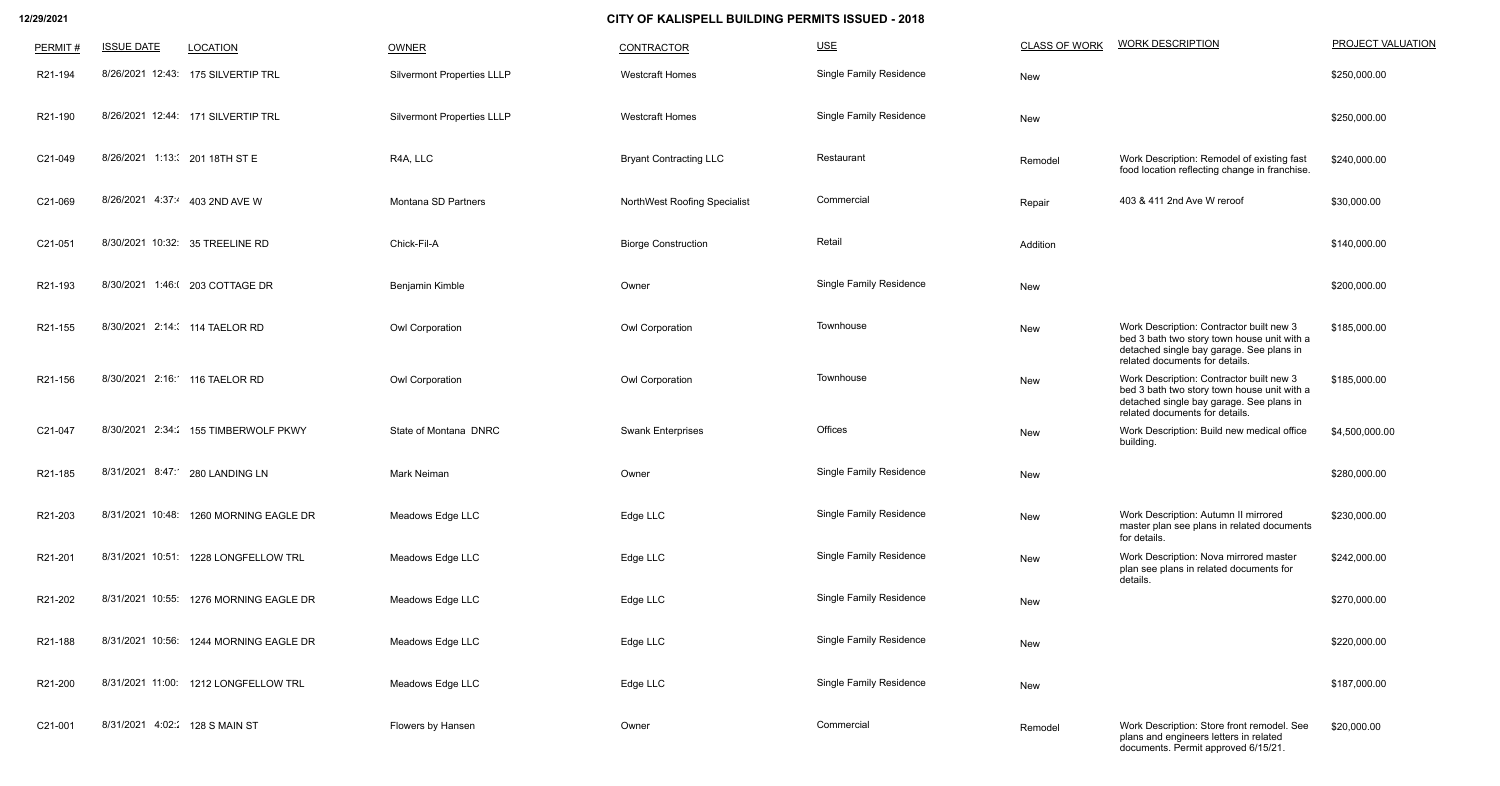## CITY OF KALISPELL BUILDING PERMITS ISSUED - 2018

| PERMIT # | ISSUE DATE | LOCATION | OWNER | CONTRACTOR | USE | CLASS OF WORK | WORK DESCRIPTION | PROJECT VALUATION |
|---|---|---|---|---|---|---|---|---|
| R21-194 | 8/26/2021 12:43: | 175 SILVERTIP TRL | Silvermont Properties LLLP | Westcraft Homes | Single Family Residence | New | | $250,000.00 |
| R21-190 | 8/26/2021 12:44: | 171 SILVERTIP TRL | Silvermont Properties LLLP | Westcraft Homes | Single Family Residence | New | | $250,000.00 |
| C21-049 | 8/26/2021 1:13: | 201 18TH ST E | R4A, LLC | Bryant Contracting LLC | Restaurant | Remodel | Work Description: Remodel of existing fast food location reflecting change in franchise. | $240,000.00 |
| C21-069 | 8/26/2021 4:37: | 403 2ND AVE W | Montana SD Partners | NorthWest Roofing Specialist | Commercial | Repair | 403 & 411 2nd Ave W reroof | $30,000.00 |
| C21-051 | 8/30/2021 10:32: | 35 TREELINE RD | Chick-Fil-A | Biorge Construction | Retail | Addition | | $140,000.00 |
| R21-193 | 8/30/2021 1:46: | 203 COTTAGE DR | Benjamin Kimble | Owner | Single Family Residence | New | | $200,000.00 |
| R21-155 | 8/30/2021 2:14: | 114 TAELOR RD | Owl Corporation | Owl Corporation | Townhouse | New | Work Description: Contractor built new 3 bed 3 bath two story town house unit with a detached single bay garage. See plans in related documents for details. | $185,000.00 |
| R21-156 | 8/30/2021 2:16: | 116 TAELOR RD | Owl Corporation | Owl Corporation | Townhouse | New | Work Description: Contractor built new 3 bed 3 bath two story town house unit with a detached single bay garage. See plans in related documents for details. | $185,000.00 |
| C21-047 | 8/30/2021 2:34: | 155 TIMBERWOLF PKWY | State of Montana DNRC | Swank Enterprises | Offices | New | Work Description: Build new medical office building. | $4,500,000.00 |
| R21-185 | 8/31/2021 8:47: | 280 LANDING LN | Mark Neiman | Owner | Single Family Residence | New | | $280,000.00 |
| R21-203 | 8/31/2021 10:48: | 1260 MORNING EAGLE DR | Meadows Edge LLC | Edge LLC | Single Family Residence | New | Work Description: Autumn II mirrored master plan see plans in related documents for details. | $230,000.00 |
| R21-201 | 8/31/2021 10:51: | 1228 LONGFELLOW TRL | Meadows Edge LLC | Edge LLC | Single Family Residence | New | Work Description: Nova mirrored master plan see plans in related documents for details. | $242,000.00 |
| R21-202 | 8/31/2021 10:55: | 1276 MORNING EAGLE DR | Meadows Edge LLC | Edge LLC | Single Family Residence | New | | $270,000.00 |
| R21-188 | 8/31/2021 10:56: | 1244 MORNING EAGLE DR | Meadows Edge LLC | Edge LLC | Single Family Residence | New | | $220,000.00 |
| R21-200 | 8/31/2021 11:00: | 1212 LONGFELLOW TRL | Meadows Edge LLC | Edge LLC | Single Family Residence | New | | $187,000.00 |
| C21-001 | 8/31/2021 4:02: | 128 S MAIN ST | Flowers by Hansen | Owner | Commercial | Remodel | Work Description: Store front remodel. See plans and engineers letters in related documents. Permit approved 6/15/21. | $20,000.00 |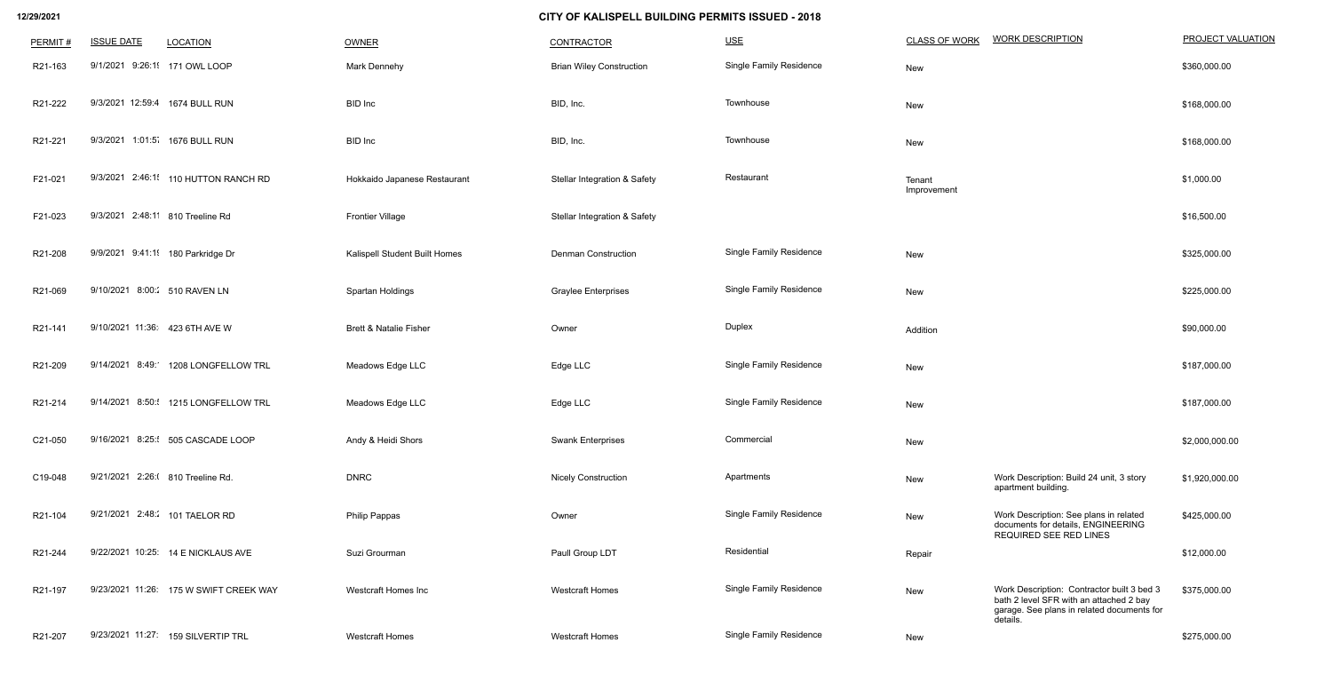# CITY OF KALISPELL BUILDING PERMITS ISSUED - 2018

| PERMIT # | ISSUE DATE | LOCATION | OWNER | CONTRACTOR | USE | CLASS OF WORK | WORK DESCRIPTION | PROJECT VALUATION |
|---|---|---|---|---|---|---|---|---|
| R21-163 | 9/1/2021 9:26:1 | 171 OWL LOOP | Mark Dennehy | Brian Wiley Construction | Single Family Residence | New | | $360,000.00 |
| R21-222 | 9/3/2021 12:59:4 | 1674 BULL RUN | BID Inc | BID, Inc. | Townhouse | New | | $168,000.00 |
| R21-221 | 9/3/2021 1:01:5 | 1676 BULL RUN | BID Inc | BID, Inc. | Townhouse | New | | $168,000.00 |
| F21-021 | 9/3/2021 2:46:1 | 110 HUTTON RANCH RD | Hokkaido Japanese Restaurant | Stellar Integration & Safety | Restaurant | Tenant Improvement | | $1,000.00 |
| F21-023 | 9/3/2021 2:48:1 | 810 Treeline Rd | Frontier Village | Stellar Integration & Safety | | | | $16,500.00 |
| R21-208 | 9/9/2021 9:41:1 | 180 Parkridge Dr | Kalispell Student Built Homes | Denman Construction | Single Family Residence | New | | $325,000.00 |
| R21-069 | 9/10/2021 8:00: | 510 RAVEN LN | Spartan Holdings | Graylee Enterprises | Single Family Residence | New | | $225,000.00 |
| R21-141 | 9/10/2021 11:36: | 423 6TH AVE W | Brett & Natalie Fisher | Owner | Duplex | Addition | | $90,000.00 |
| R21-209 | 9/14/2021 8:49: | 1208 LONGFELLOW TRL | Meadows Edge LLC | Edge LLC | Single Family Residence | New | | $187,000.00 |
| R21-214 | 9/14/2021 8:50: | 1215 LONGFELLOW TRL | Meadows Edge LLC | Edge LLC | Single Family Residence | New | | $187,000.00 |
| C21-050 | 9/16/2021 8:25: | 505 CASCADE LOOP | Andy & Heidi Shors | Swank Enterprises | Commercial | New | | $2,000,000.00 |
| C19-048 | 9/21/2021 2:26: | 810 Treeline Rd. | DNRC | Nicely Construction | Apartments | New | Work Description: Build 24 unit, 3 story apartment building. | $1,920,000.00 |
| R21-104 | 9/21/2021 2:48: | 101 TAELOR RD | Philip Pappas | Owner | Single Family Residence | New | Work Description: See plans in related documents for details, ENGINEERING REQUIRED SEE RED LINES | $425,000.00 |
| R21-244 | 9/22/2021 10:25: | 14 E NICKLAUS AVE | Suzi Grourman | Paull Group LDT | Residential | Repair | | $12,000.00 |
| R21-197 | 9/23/2021 11:26: | 175 W SWIFT CREEK WAY | Westcraft Homes Inc | Westcraft Homes | Single Family Residence | New | Work Description: Contractor built 3 bed 3 bath 2 level SFR with an attached 2 bay garage. See plans in related documents for details. | $375,000.00 |
| R21-207 | 9/23/2021 11:27: | 159 SILVERTIP TRL | Westcraft Homes | Westcraft Homes | Single Family Residence | New | | $275,000.00 |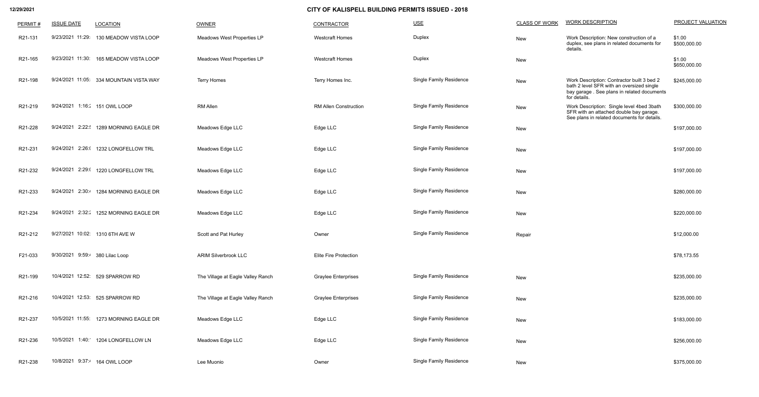12/29/2021

# CITY OF KALISPELL BUILDING PERMITS ISSUED - 2018

| PERMIT # | ISSUE DATE | LOCATION | OWNER | CONTRACTOR | USE | CLASS OF WORK | WORK DESCRIPTION | PROJECT VALUATION |
|---|---|---|---|---|---|---|---|---|
| R21-131 | 9/23/2021 11:29: | 130 MEADOW VISTA LOOP | Meadows West Properties LP | Westcraft Homes | Duplex | New | Work Description: New construction of a duplex, see plans in related documents for details. | $1.00 $500,000.00 |
| R21-165 | 9/23/2021 11:30: | 165 MEADOW VISTA LOOP | Meadows West Properties LP | Westcraft Homes | Duplex | New | | $1.00 $650,000.00 |
| R21-198 | 9/24/2021 11:05: | 334 MOUNTAIN VISTA WAY | Terry Homes | Terry Homes Inc. | Single Family Residence | New | Work Description: Contractor built 3 bed 2 bath 2 level SFR with an oversized single bay garage . See plans in related documents for details. | $245,000.00 |
| R21-219 | 9/24/2021 1:16:2 | 151 OWL LOOP | RM Allen | RM Allen Construction | Single Family Residence | New | Work Description: Single level 4bed 3bath SFR with an attached double bay garage. See plans in related documents for details. | $300,000.00 |
| R21-228 | 9/24/2021 2:22:5 | 1289 MORNING EAGLE DR | Meadows Edge LLC | Edge LLC | Single Family Residence | New | | $197,000.00 |
| R21-231 | 9/24/2021 2:26:0 | 1232 LONGFELLOW TRL | Meadows Edge LLC | Edge LLC | Single Family Residence | New | | $197,000.00 |
| R21-232 | 9/24/2021 2:29:0 | 1220 LONGFELLOW TRL | Meadows Edge LLC | Edge LLC | Single Family Residence | New | | $197,000.00 |
| R21-233 | 9/24/2021 2:30:4 | 1284 MORNING EAGLE DR | Meadows Edge LLC | Edge LLC | Single Family Residence | New | | $280,000.00 |
| R21-234 | 9/24/2021 2:32:2 | 1252 MORNING EAGLE DR | Meadows Edge LLC | Edge LLC | Single Family Residence | New | | $220,000.00 |
| R21-212 | 9/27/2021 10:02: | 1310 6TH AVE W | Scott and Pat Hurley | Owner | Single Family Residence | Repair | | $12,000.00 |
| F21-033 | 9/30/2021 9:59:4 | 380 Lilac Loop | ARIM Silverbrook LLC | Elite Fire Protection | | | | $78,173.55 |
| R21-199 | 10/4/2021 12:52: | 529 SPARROW RD | The Village at Eagle Valley Ranch | Graylee Enterprises | Single Family Residence | New | | $235,000.00 |
| R21-216 | 10/4/2021 12:53: | 525 SPARROW RD | The Village at Eagle Valley Ranch | Graylee Enterprises | Single Family Residence | New | | $235,000.00 |
| R21-237 | 10/5/2021 11:55: | 1273 MORNING EAGLE DR | Meadows Edge LLC | Edge LLC | Single Family Residence | New | | $183,000.00 |
| R21-236 | 10/5/2021 1:40:1 | 1204 LONGFELLOW LN | Meadows Edge LLC | Edge LLC | Single Family Residence | New | | $256,000.00 |
| R21-238 | 10/8/2021 9:37:4 | 164 OWL LOOP | Lee Muonio | Owner | Single Family Residence | New | | $375,000.00 |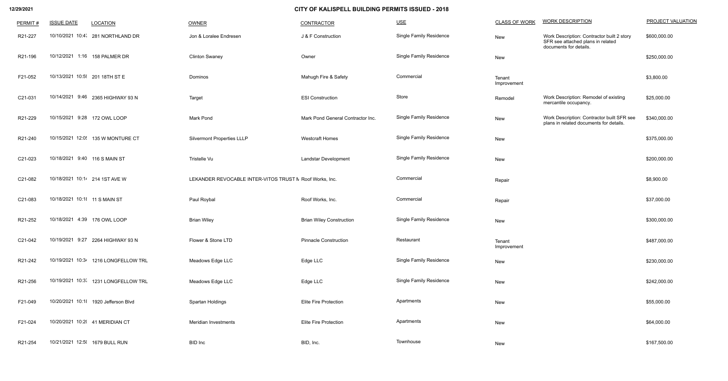# CITY OF KALISPELL BUILDING PERMITS ISSUED - 2018

| PERMIT # | ISSUE DATE | LOCATION | OWNER | CONTRACTOR | USE | CLASS OF WORK | WORK DESCRIPTION | PROJECT VALUATION |
|---|---|---|---|---|---|---|---|---|
| R21-227 | 10/10/2021 10:47 | 281 NORTHLAND DR | Jon & Loralee Endresen | J & F Construction | Single Family Residence | New | Work Description: Contractor built 2 story SFR see attached plans in related documents for details. | $600,000.00 |
| R21-196 | 10/12/2021 1:16 | 158 PALMER DR | Clinton Swaney | Owner | Single Family Residence | New | | $250,000.00 |
| F21-052 | 10/13/2021 10:59 | 201 18TH ST E | Dominos | Mahugh Fire & Safety | Commercial | Tenant Improvement | | $3,800.00 |
| C21-031 | 10/14/2021 9:46 | 2365 HIGHWAY 93 N | Target | ESI Construction | Store | Remodel | Work Description: Remodel of existing mercantile occupancy. | $25,000.00 |
| R21-229 | 10/15/2021 9:28 | 172 OWL LOOP | Mark Pond | Mark Pond General Contractor Inc. | Single Family Residence | New | Work Description: Contractor built SFR see plans in related documents for details. | $340,000.00 |
| R21-240 | 10/15/2021 12:05 | 135 W MONTURE CT | Silvermont Properties LLLP | Westcraft Homes | Single Family Residence | New | | $375,000.00 |
| C21-023 | 10/18/2021 9:40 | 116 S MAIN ST | Tristelle Vu | Landstar Development | Single Family Residence | New | | $200,000.00 |
| C21-082 | 10/18/2021 10:14 | 214 1ST AVE W | LEKANDER REVOCABLE INTER-VITOS TRUST N | Roof Works, Inc. | Commercial | Repair | | $8,900.00 |
| C21-083 | 10/18/2021 10:18 | 11 S MAIN ST | Paul Roybal | Roof Works, Inc. | Commercial | Repair | | $37,000.00 |
| R21-252 | 10/18/2021 4:39 | 176 OWL LOOP | Brian Wiley | Brian Wiley Construction | Single Family Residence | New | | $300,000.00 |
| C21-042 | 10/19/2021 9:27 | 2264 HIGHWAY 93 N | Flower & Stone LTD | Pinnacle Construction | Restaurant | Tenant Improvement | | $487,000.00 |
| R21-242 | 10/19/2021 10:34 | 1216 LONGFELLOW TRL | Meadows Edge LLC | Edge LLC | Single Family Residence | New | | $230,000.00 |
| R21-256 | 10/19/2021 10:37 | 1231 LONGFELLOW TRL | Meadows Edge LLC | Edge LLC | Single Family Residence | New | | $242,000.00 |
| F21-049 | 10/20/2021 10:18 | 1920 Jefferson Blvd | Spartan Holdings | Elite Fire Protection | Apartments | New | | $55,000.00 |
| F21-024 | 10/20/2021 10:20 | 41 MERIDIAN CT | Meridian Investments | Elite Fire Protection | Apartments | New | | $64,000.00 |
| R21-254 | 10/21/2021 12:50 | 1679 BULL RUN | BID Inc | BID, Inc. | Townhouse | New | | $167,500.00 |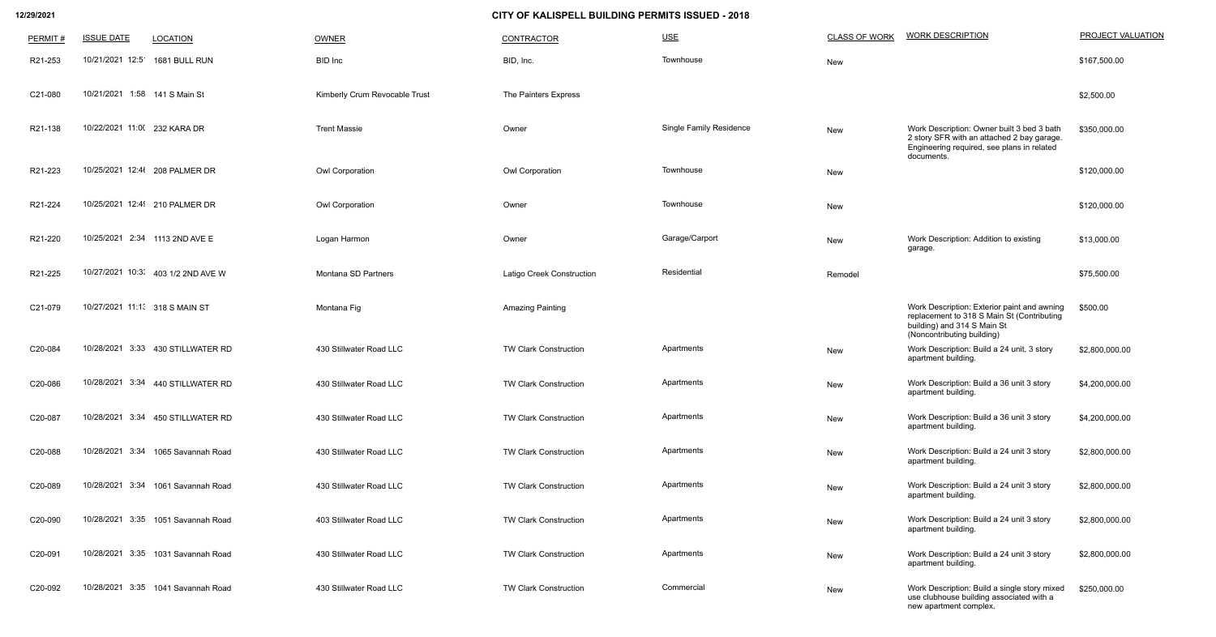# CITY OF KALISPELL BUILDING PERMITS ISSUED - 2018

| PERMIT # | ISSUE DATE | LOCATION | OWNER | CONTRACTOR | USE | CLASS OF WORK | WORK DESCRIPTION | PROJECT VALUATION |
|---|---|---|---|---|---|---|---|---|
| R21-253 | 10/21/2021 12:5 | 1681 BULL RUN | BID Inc | BID, Inc. | Townhouse | New | | $167,500.00 |
| C21-080 | 10/21/2021 1:58 | 141 S Main St | Kimberly Crum Revocable Trust | The Painters Express | | | | $2,500.00 |
| R21-138 | 10/22/2021 11:0( | 232 KARA DR | Trent Massie | Owner | Single Family Residence | New | Work Description: Owner built 3 bed 3 bath 2 story SFR with an attached 2 bay garage. Engineering required, see plans in related documents. | $350,000.00 |
| R21-223 | 10/25/2021 12:4( | 208 PALMER DR | Owl Corporation | Owl Corporation | Townhouse | New | | $120,000.00 |
| R21-224 | 10/25/2021 12:4( | 210 PALMER DR | Owl Corporation | Owner | Townhouse | New | | $120,000.00 |
| R21-220 | 10/25/2021 2:34 | 1113 2ND AVE E | Logan Harmon | Owner | Garage/Carport | New | Work Description: Addition to existing garage. | $13,000.00 |
| R21-225 | 10/27/2021 10:3: | 403 1/2 2ND AVE W | Montana SD Partners | Latigo Creek Construction | Residential | Remodel | | $75,500.00 |
| C21-079 | 10/27/2021 11:1: | 318 S MAIN ST | Montana Fig | Amazing Painting | | | Work Description: Exterior paint and awning replacement to 318 S Main St (Contributing building) and 314 S Main St (Noncontributing building) | $500.00 |
| C20-084 | 10/28/2021 3:33 | 430 STILLWATER RD | 430 Stillwater Road LLC | TW Clark Construction | Apartments | New | Work Description: Build a 24 unit, 3 story apartment building. | $2,800,000.00 |
| C20-086 | 10/28/2021 3:34 | 440 STILLWATER RD | 430 Stillwater Road LLC | TW Clark Construction | Apartments | New | Work Description: Build a 36 unit 3 story apartment building. | $4,200,000.00 |
| C20-087 | 10/28/2021 3:34 | 450 STILLWATER RD | 430 Stillwater Road LLC | TW Clark Construction | Apartments | New | Work Description: Build a 36 unit 3 story apartment building. | $4,200,000.00 |
| C20-088 | 10/28/2021 3:34 | 1065 Savannah Road | 430 Stillwater Road LLC | TW Clark Construction | Apartments | New | Work Description: Build a 24 unit 3 story apartment building. | $2,800,000.00 |
| C20-089 | 10/28/2021 3:34 | 1061 Savannah Road | 430 Stillwater Road LLC | TW Clark Construction | Apartments | New | Work Description: Build a 24 unit 3 story apartment building. | $2,800,000.00 |
| C20-090 | 10/28/2021 3:35 | 1051 Savannah Road | 403 Stillwater Road LLC | TW Clark Construction | Apartments | New | Work Description: Build a 24 unit 3 story apartment building. | $2,800,000.00 |
| C20-091 | 10/28/2021 3:35 | 1031 Savannah Road | 430 Stillwater Road LLC | TW Clark Construction | Apartments | New | Work Description: Build a 24 unit 3 story apartment building. | $2,800,000.00 |
| C20-092 | 10/28/2021 3:35 | 1041 Savannah Road | 430 Stillwater Road LLC | TW Clark Construction | Commercial | New | Work Description: Build a single story mixed use clubhouse building associated with a new apartment complex. | $250,000.00 |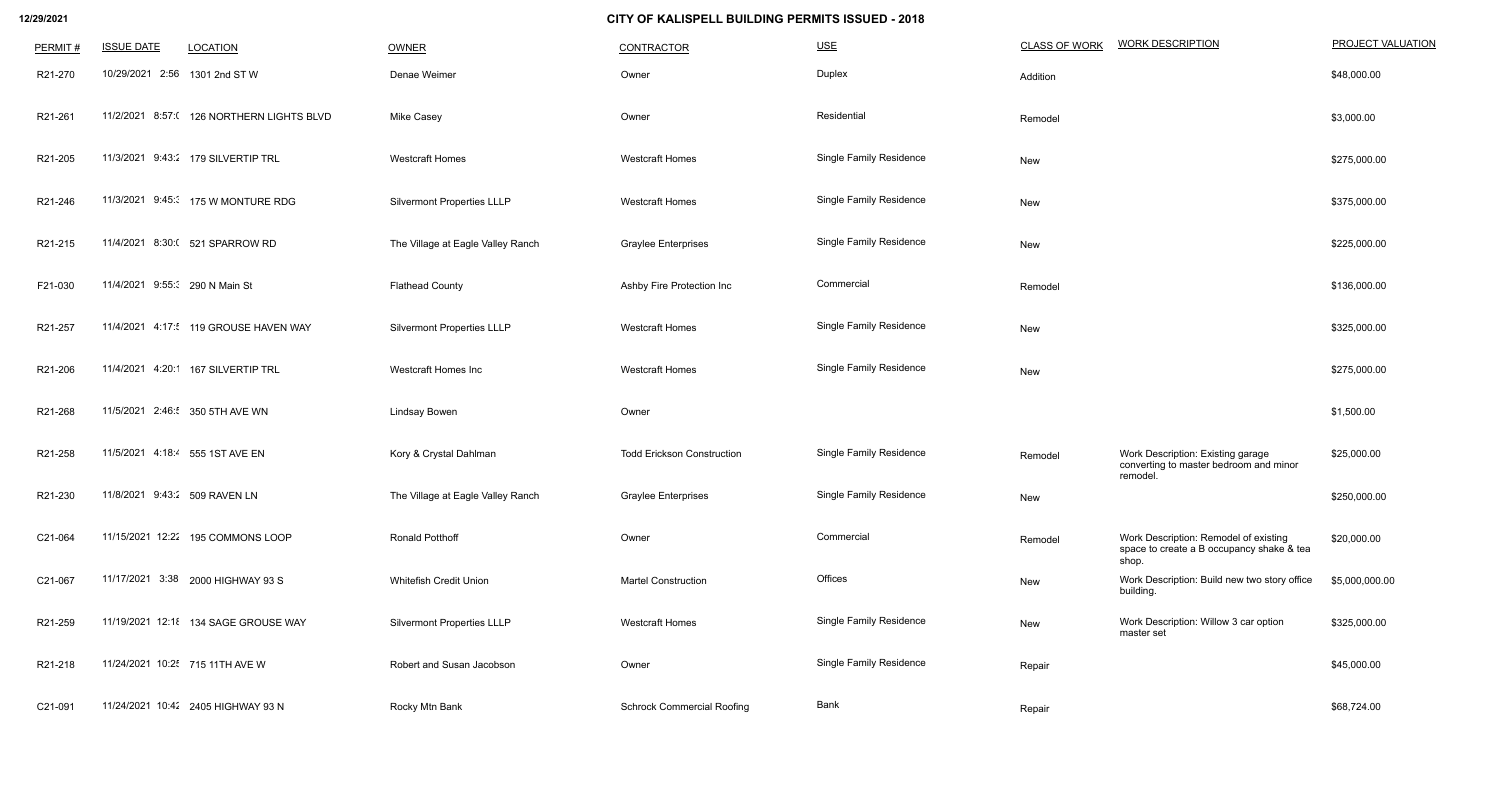12/29/2021

# CITY OF KALISPELL BUILDING PERMITS ISSUED - 2018

| PERMIT # | ISSUE DATE | LOCATION | OWNER | CONTRACTOR | USE | CLASS OF WORK | WORK DESCRIPTION | PROJECT VALUATION |
|---|---|---|---|---|---|---|---|---|
| R21-270 | 10/29/2021 2:56 | 1301 2nd ST W | Denae Weimer | Owner | Duplex | Addition | | $48,000.00 |
| R21-261 | 11/2/2021 8:57:( | 126 NORTHERN LIGHTS BLVD | Mike Casey | Owner | Residential | Remodel | | $3,000.00 |
| R21-205 | 11/3/2021 9:43:2 | 179 SILVERTIP TRL | Westcraft Homes | Westcraft Homes | Single Family Residence | New | | $275,000.00 |
| R21-246 | 11/3/2021 9:45:3 | 175 W MONTURE RDG | Silvermont Properties LLLP | Westcraft Homes | Single Family Residence | New | | $375,000.00 |
| R21-215 | 11/4/2021 8:30:( | 521 SPARROW RD | The Village at Eagle Valley Ranch | Graylee Enterprises | Single Family Residence | New | | $225,000.00 |
| F21-030 | 11/4/2021 9:55:3 | 290 N Main St | Flathead County | Ashby Fire Protection Inc | Commercial | Remodel | | $136,000.00 |
| R21-257 | 11/4/2021 4:17:5 | 119 GROUSE HAVEN WAY | Silvermont Properties LLLP | Westcraft Homes | Single Family Residence | New | | $325,000.00 |
| R21-206 | 11/4/2021 4:20:1 | 167 SILVERTIP TRL | Westcraft Homes Inc | Westcraft Homes | Single Family Residence | New | | $275,000.00 |
| R21-268 | 11/5/2021 2:46:5 | 350 5TH AVE WN | Lindsay Bowen | Owner | | | | $1,500.00 |
| R21-258 | 11/5/2021 4:18:4 | 555 1ST AVE EN | Kory & Crystal Dahlman | Todd Erickson Construction | Single Family Residence | Remodel | Work Description: Existing garage converting to master bedroom and minor remodel. | $25,000.00 |
| R21-230 | 11/8/2021 9:43:2 | 509 RAVEN LN | The Village at Eagle Valley Ranch | Graylee Enterprises | Single Family Residence | New | | $250,000.00 |
| C21-064 | 11/15/2021 12:22 | 195 COMMONS LOOP | Ronald Potthoff | Owner | Commercial | Remodel | Work Description: Remodel of existing space to create a B occupancy shake & tea shop. | $20,000.00 |
| C21-067 | 11/17/2021 3:38 | 2000 HIGHWAY 93 S | Whitefish Credit Union | Martel Construction | Offices | New | Work Description: Build new two story office building. | $5,000,000.00 |
| R21-259 | 11/19/2021 12:18 | 134 SAGE GROUSE WAY | Silvermont Properties LLLP | Westcraft Homes | Single Family Residence | New | Work Description: Willow 3 car option master set | $325,000.00 |
| R21-218 | 11/24/2021 10:25 | 715 11TH AVE W | Robert and Susan Jacobson | Owner | Single Family Residence | Repair | | $45,000.00 |
| C21-091 | 11/24/2021 10:42 | 2405 HIGHWAY 93 N | Rocky Mtn Bank | Schrock Commercial Roofing | Bank | Repair | | $68,724.00 |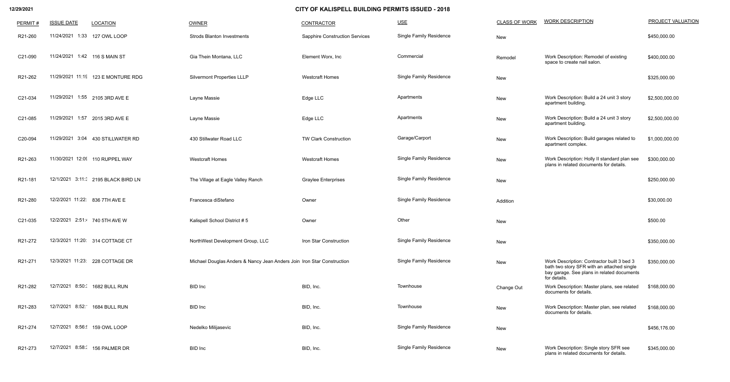**12/29/2021**

# CITY OF KALISPELL BUILDING PERMITS ISSUED - 2018

| PERMIT # | ISSUE DATE | LOCATION | OWNER | CONTRACTOR | USE | CLASS OF WORK | WORK DESCRIPTION | PROJECT VALUATION |
|---|---|---|---|---|---|---|---|---|
| R21-260 | 11/24/2021 1:33 | 127 OWL LOOP | Strods Blanton Investments | Sapphire Construction Services | Single Family Residence | New | | $450,000.00 |
| C21-090 | 11/24/2021 1:42 | 116 S MAIN ST | Gia Thein Montana, LLC | Element Worx, Inc | Commercial | Remodel | Work Description: Remodel of existing space to create nail salon. | $400,000.00 |
| R21-262 | 11/29/2021 11:19 | 123 E MONTURE RDG | Silvermont Properties LLLP | Westcraft Homes | Single Family Residence | New | | $325,000.00 |
| C21-034 | 11/29/2021 1:55 | 2105 3RD AVE E | Layne Massie | Edge LLC | Apartments | New | Work Description: Build a 24 unit 3 story apartment building. | $2,500,000.00 |
| C21-085 | 11/29/2021 1:57 | 2015 3RD AVE E | Layne Massie | Edge LLC | Apartments | New | Work Description: Build a 24 unit 3 story apartment building. | $2,500,000.00 |
| C20-094 | 11/29/2021 3:04 | 430 STILLWATER RD | 430 Stillwater Road LLC | TW Clark Construction | Garage/Carport | New | Work Description: Build garages related to apartment complex. | $1,000,000.00 |
| R21-263 | 11/30/2021 12:09 | 110 RUPPEL WAY | Westcraft Homes | Westcraft Homes | Single Family Residence | New | Work Description: Holly II standard plan see plans in related documents for details. | $300,000.00 |
| R21-181 | 12/1/2021 3:11:3 | 2195 BLACK BIRD LN | The Village at Eagle Valley Ranch | Graylee Enterprises | Single Family Residence | New | | $250,000.00 |
| R21-280 | 12/2/2021 11:22: | 836 7TH AVE E | Francesca diStefano | Owner | Single Family Residence | Addition | | $30,000.00 |
| C21-035 | 12/2/2021 2:51:4 | 740 5TH AVE W | Kalispell School District # 5 | Owner | Other | New | | $500.00 |
| R21-272 | 12/3/2021 11:20: | 314 COTTAGE CT | NorthWest Development Group, LLC | Iron Star Construction | Single Family Residence | New | | $350,000.00 |
| R21-271 | 12/3/2021 11:23: | 228 COTTAGE DR | Michael Douglas Anders & Nancy Jean Anders | Join Iron Star Construction | Single Family Residence | New | Work Description: Contractor built 3 bed 3 bath two story SFR with an attached single bay garage. See plans in related documents for details. | $350,000.00 |
| R21-282 | 12/7/2021 8:50:3 | 1682 BULL RUN | BID Inc | BID, Inc. | Townhouse | Change Out | Work Description: Master plans, see related documents for details. | $168,000.00 |
| R21-283 | 12/7/2021 8:52:1 | 1684 BULL RUN | BID Inc | BID, Inc. | Townhouse | New | Work Description: Master plan, see related documents for details. | $168,000.00 |
| R21-274 | 12/7/2021 8:56:5 | 159 OWL LOOP | Nedelko Milijasevic | BID, Inc. | Single Family Residence | New | | $456,176.00 |
| R21-273 | 12/7/2021 8:58:3 | 156 PALMER DR | BID Inc | BID, Inc. | Single Family Residence | New | Work Description: Single story SFR see plans in related documents for details. | $345,000.00 |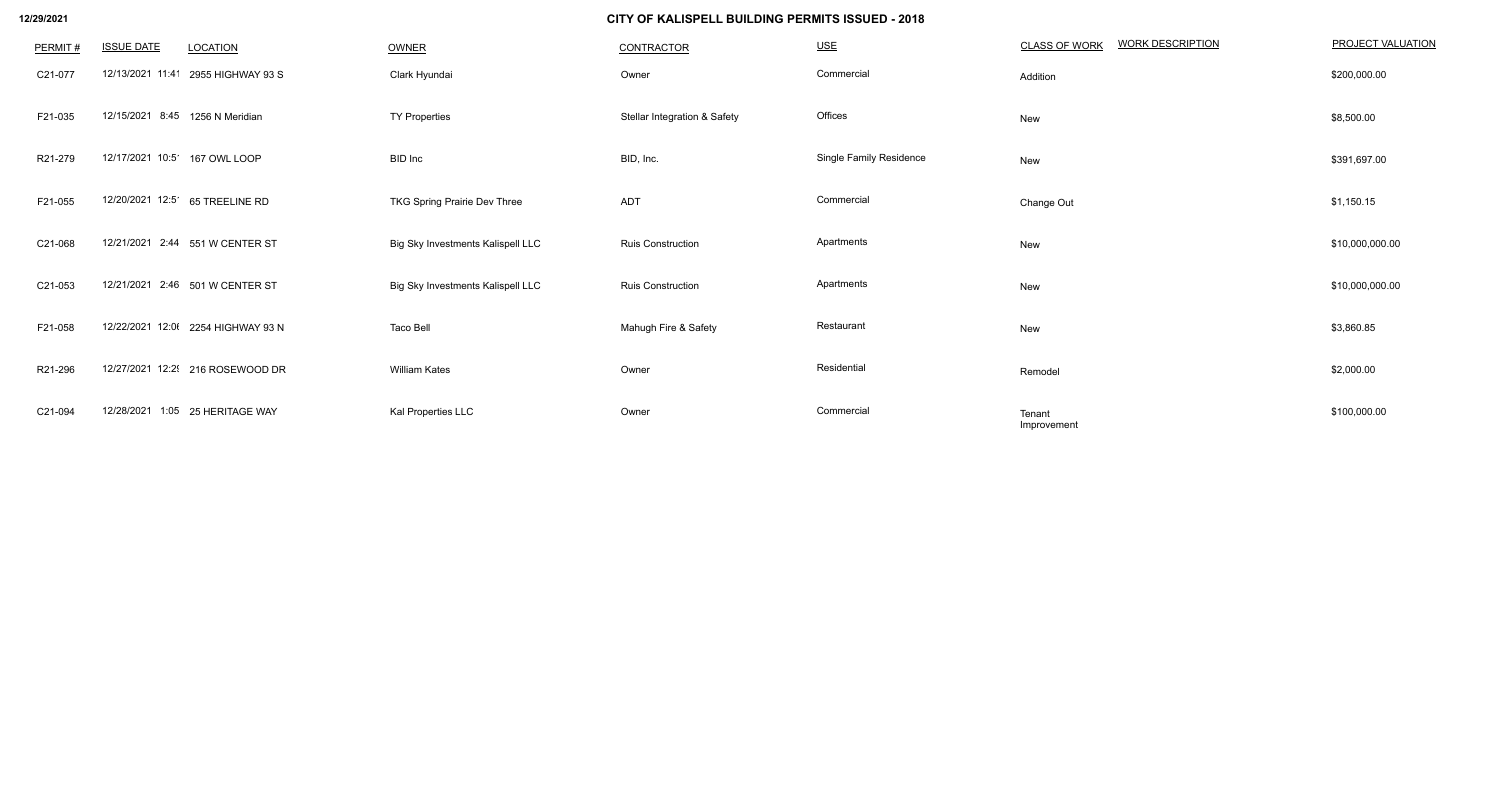12/29/2021

# CITY OF KALISPELL BUILDING PERMITS ISSUED - 2018

| PERMIT # | ISSUE DATE | LOCATION | OWNER | CONTRACTOR | USE | CLASS OF WORK | WORK DESCRIPTION | PROJECT VALUATION |
|---|---|---|---|---|---|---|---|---|
| C21-077 | 12/13/2021 11:41 | 2955 HIGHWAY 93 S | Clark Hyundai | Owner | Commercial | Addition | | $200,000.00 |
| F21-035 | 12/15/2021 8:45 | 1256 N Meridian | TY Properties | Stellar Integration & Safety | Offices | New | | $8,500.00 |
| R21-279 | 12/17/2021 10:5 | 167 OWL LOOP | BID Inc | BID, Inc. | Single Family Residence | New | | $391,697.00 |
| F21-055 | 12/20/2021 12:5 | 65 TREELINE RD | TKG Spring Prairie Dev Three | ADT | Commercial | Change Out | | $1,150.15 |
| C21-068 | 12/21/2021 2:44 | 551 W CENTER ST | Big Sky Investments Kalispell LLC | Ruis Construction | Apartments | New | | $10,000,000.00 |
| C21-053 | 12/21/2021 2:46 | 501 W CENTER ST | Big Sky Investments Kalispell LLC | Ruis Construction | Apartments | New | | $10,000,000.00 |
| F21-058 | 12/22/2021 12:0 | 2254 HIGHWAY 93 N | Taco Bell | Mahugh Fire & Safety | Restaurant | New | | $3,860.85 |
| R21-296 | 12/27/2021 12:2 | 216 ROSEWOOD DR | William Kates | Owner | Residential | Remodel | | $2,000.00 |
| C21-094 | 12/28/2021 1:05 | 25 HERITAGE WAY | Kal Properties LLC | Owner | Commercial | Tenant Improvement | | $100,000.00 |